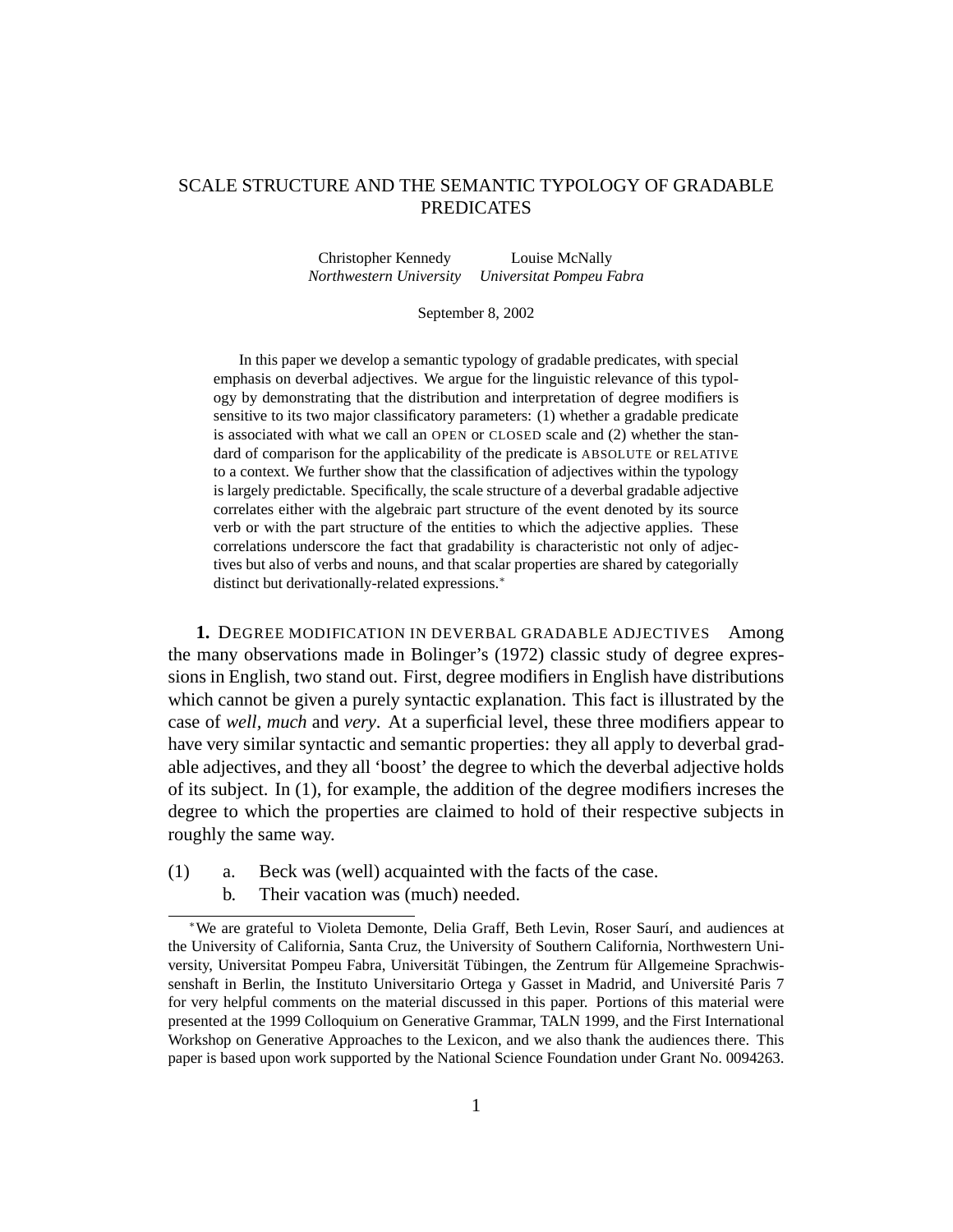# SCALE STRUCTURE AND THE SEMANTIC TYPOLOGY OF GRADABLE PREDICATES

Christopher Kennedy — *Northwestern University*
Louise McNally — *Universitat Pompeu Fabra*

September 8, 2002

In this paper we develop a semantic typology of gradable predicates, with special emphasis on deverbal adjectives. We argue for the linguistic relevance of this typology by demonstrating that the distribution and interpretation of degree modifiers is sensitive to its two major classificatory parameters: (1) whether a gradable predicate is associated with what we call an OPEN or CLOSED scale and (2) whether the standard of comparison for the applicability of the predicate is ABSOLUTE or RELATIVE to a context. We further show that the classification of adjectives within the typology is largely predictable. Specifically, the scale structure of a deverbal gradable adjective correlates either with the algebraic part structure of the event denoted by its source verb or with the part structure of the entities to which the adjective applies. These correlations underscore the fact that gradability is characteristic not only of adjectives but also of verbs and nouns, and that scalar properties are shared by categorially distinct but derivationally-related expressions.*

## 1. DEGREE MODIFICATION IN DEVERBAL GRADABLE ADJECTIVES

Among the many observations made in Bolinger's (1972) classic study of degree expressions in English, two stand out. First, degree modifiers in English have distributions which cannot be given a purely syntactic explanation. This fact is illustrated by the case of *well*, *much* and *very*. At a superficial level, these three modifiers appear to have very similar syntactic and semantic properties: they all apply to deverbal gradable adjectives, and they all 'boost' the degree to which the deverbal adjective holds of its subject. In (1), for example, the addition of the degree modifiers increses the degree to which the properties are claimed to hold of their respective subjects in roughly the same way.

(1) a. Beck was (well) acquainted with the facts of the case.
  b. Their vacation was (much) needed.

*We are grateful to Violeta Demonte, Delia Graff, Beth Levin, Roser Saurí, and audiences at the University of California, Santa Cruz, the University of Southern California, Northwestern University, Universitat Pompeu Fabra, Universität Tübingen, the Zentrum für Allgemeine Sprachwissenshaft in Berlin, the Instituto Universitario Ortega y Gasset in Madrid, and Université Paris 7 for very helpful comments on the material discussed in this paper. Portions of this material were presented at the 1999 Colloquium on Generative Grammar, TALN 1999, and the First International Workshop on Generative Approaches to the Lexicon, and we also thank the audiences there. This paper is based upon work supported by the National Science Foundation under Grant No. 0094263.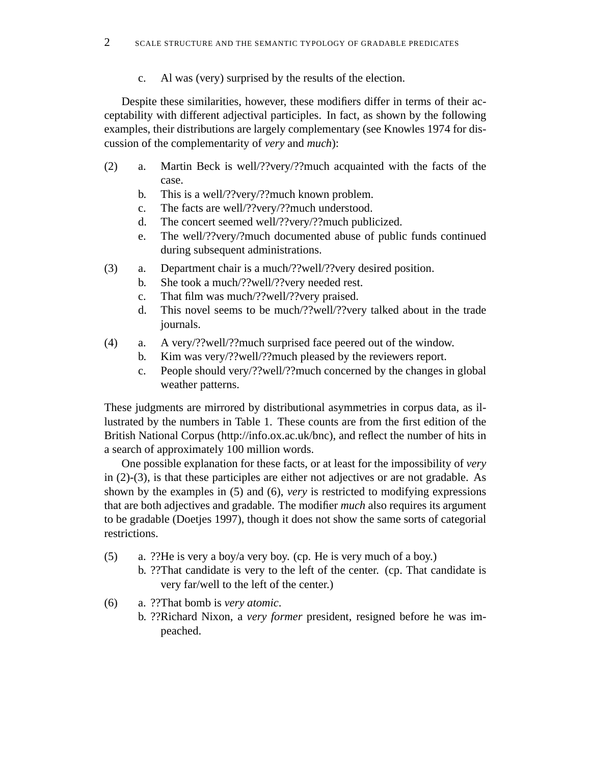c. Al was (very) surprised by the results of the election.

Despite these similarities, however, these modifiers differ in terms of their acceptability with different adjectival participles. In fact, as shown by the following examples, their distributions are largely complementary (see Knowles 1974 for discussion of the complementarity of *very* and *much*):

(2) a. Martin Beck is well/??very/??much acquainted with the facts of the case.
b. This is a well/??very/??much known problem.
c. The facts are well/??very/??much understood.
d. The concert seemed well/??very/??much publicized.
e. The well/??very/?much documented abuse of public funds continued during subsequent administrations.

(3) a. Department chair is a much/??well/??very desired position.
b. She took a much/??well/??very needed rest.
c. That film was much/??well/??very praised.
d. This novel seems to be much/??well/??very talked about in the trade journals.

(4) a. A very/??well/??much surprised face peered out of the window.
b. Kim was very/??well/??much pleased by the reviewers report.
c. People should very/??well/??much concerned by the changes in global weather patterns.

These judgments are mirrored by distributional asymmetries in corpus data, as illustrated by the numbers in Table 1. These counts are from the first edition of the British National Corpus (http://info.ox.ac.uk/bnc), and reflect the number of hits in a search of approximately 100 million words.

One possible explanation for these facts, or at least for the impossibility of *very* in (2)-(3), is that these participles are either not adjectives or are not gradable. As shown by the examples in (5) and (6), *very* is restricted to modifying expressions that are both adjectives and gradable. The modifier *much* also requires its argument to be gradable (Doetjes 1997), though it does not show the same sorts of categorial restrictions.

(5) a. ??He is very a boy/a very boy. (cp. He is very much of a boy.)
b. ??That candidate is very to the left of the center. (cp. That candidate is very far/well to the left of the center.)

(6) a. ??That bomb is *very atomic*.
b. ??Richard Nixon, a *very former* president, resigned before he was impeached.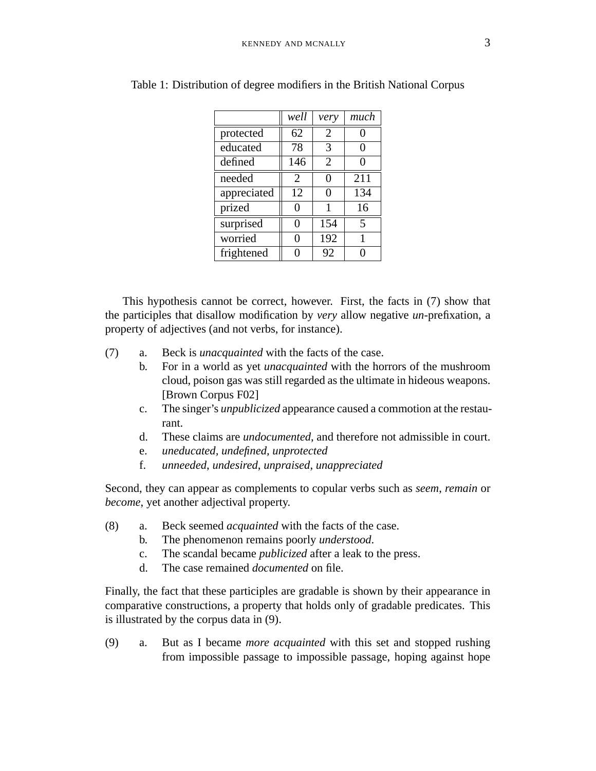Table 1: Distribution of degree modifiers in the British National Corpus

| | *well* | *very* | *much* |
|---|---|---|---|
| protected | 62 | 2 | 0 |
| educated | 78 | 3 | 0 |
| defined | 146 | 2 | 0 |
| needed | 2 | 0 | 211 |
| appreciated | 12 | 0 | 134 |
| prized | 0 | 1 | 16 |
| surprised | 0 | 154 | 5 |
| worried | 0 | 192 | 1 |
| frightened | 0 | 92 | 0 |

This hypothesis cannot be correct, however. First, the facts in (7) show that the participles that disallow modification by *very* allow negative *un*-prefixation, a property of adjectives (and not verbs, for instance).

(7) a. Beck is *unacquainted* with the facts of the case.
  b. For in a world as yet *unacquainted* with the horrors of the mushroom cloud, poison gas was still regarded as the ultimate in hideous weapons. [Brown Corpus F02]
  c. The singer's *unpublicized* appearance caused a commotion at the restaurant.
  d. These claims are *undocumented*, and therefore not admissible in court.
  e. *uneducated, undefined, unprotected*
  f. *unneeded*, *undesired*, *unpraised*, *unappreciated*

Second, they can appear as complements to copular verbs such as *seem*, *remain* or *become*, yet another adjectival property.

(8) a. Beck seemed *acquainted* with the facts of the case.
  b. The phenomenon remains poorly *understood*.
  c. The scandal became *publicized* after a leak to the press.
  d. The case remained *documented* on file.

Finally, the fact that these participles are gradable is shown by their appearance in comparative constructions, a property that holds only of gradable predicates. This is illustrated by the corpus data in (9).

(9) a. But as I became *more acquainted* with this set and stopped rushing from impossible passage to impossible passage, hoping against hope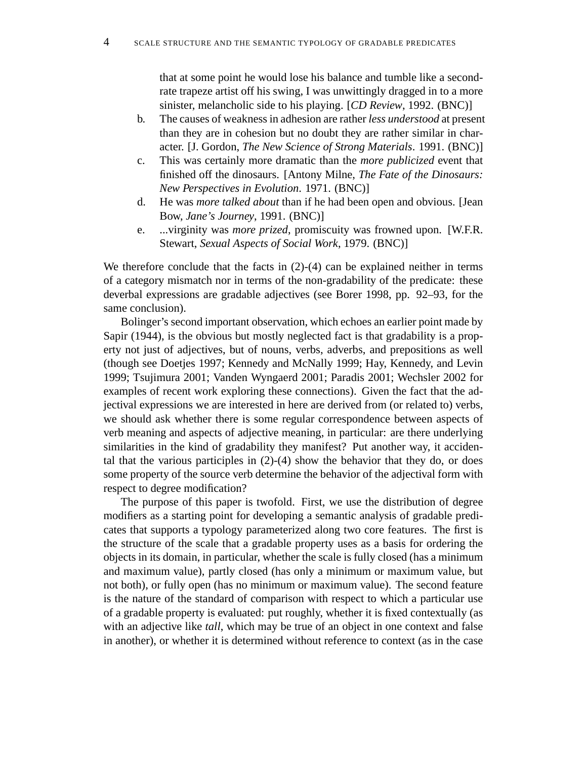that at some point he would lose his balance and tumble like a second-rate trapeze artist off his swing, I was unwittingly dragged in to a more sinister, melancholic side to his playing. [*CD Review*, 1992. (BNC)]

b. The causes of weakness in adhesion are rather *less understood* at present than they are in cohesion but no doubt they are rather similar in character. [J. Gordon, *The New Science of Strong Materials*. 1991. (BNC)]

c. This was certainly more dramatic than the *more publicized* event that finished off the dinosaurs. [Antony Milne, *The Fate of the Dinosaurs: New Perspectives in Evolution*. 1971. (BNC)]

d. He was *more talked about* than if he had been open and obvious. [Jean Bow, *Jane's Journey*, 1991. (BNC)]

e. ...virginity was *more prized*, promiscuity was frowned upon. [W.F.R. Stewart, *Sexual Aspects of Social Work*, 1979. (BNC)]

We therefore conclude that the facts in (2)-(4) can be explained neither in terms of a category mismatch nor in terms of the non-gradability of the predicate: these deverbal expressions are gradable adjectives (see Borer 1998, pp. 92–93, for the same conclusion).

Bolinger's second important observation, which echoes an earlier point made by Sapir (1944), is the obvious but mostly neglected fact is that gradability is a property not just of adjectives, but of nouns, verbs, adverbs, and prepositions as well (though see Doetjes 1997; Kennedy and McNally 1999; Hay, Kennedy, and Levin 1999; Tsujimura 2001; Vanden Wyngaerd 2001; Paradis 2001; Wechsler 2002 for examples of recent work exploring these connections). Given the fact that the adjectival expressions we are interested in here are derived from (or related to) verbs, we should ask whether there is some regular correspondence between aspects of verb meaning and aspects of adjective meaning, in particular: are there underlying similarities in the kind of gradability they manifest? Put another way, it accidental that the various participles in (2)-(4) show the behavior that they do, or does some property of the source verb determine the behavior of the adjectival form with respect to degree modification?

The purpose of this paper is twofold. First, we use the distribution of degree modifiers as a starting point for developing a semantic analysis of gradable predicates that supports a typology parameterized along two core features. The first is the structure of the scale that a gradable property uses as a basis for ordering the objects in its domain, in particular, whether the scale is fully closed (has a minimum and maximum value), partly closed (has only a minimum or maximum value, but not both), or fully open (has no minimum or maximum value). The second feature is the nature of the standard of comparison with respect to which a particular use of a gradable property is evaluated: put roughly, whether it is fixed contextually (as with an adjective like *tall*, which may be true of an object in one context and false in another), or whether it is determined without reference to context (as in the case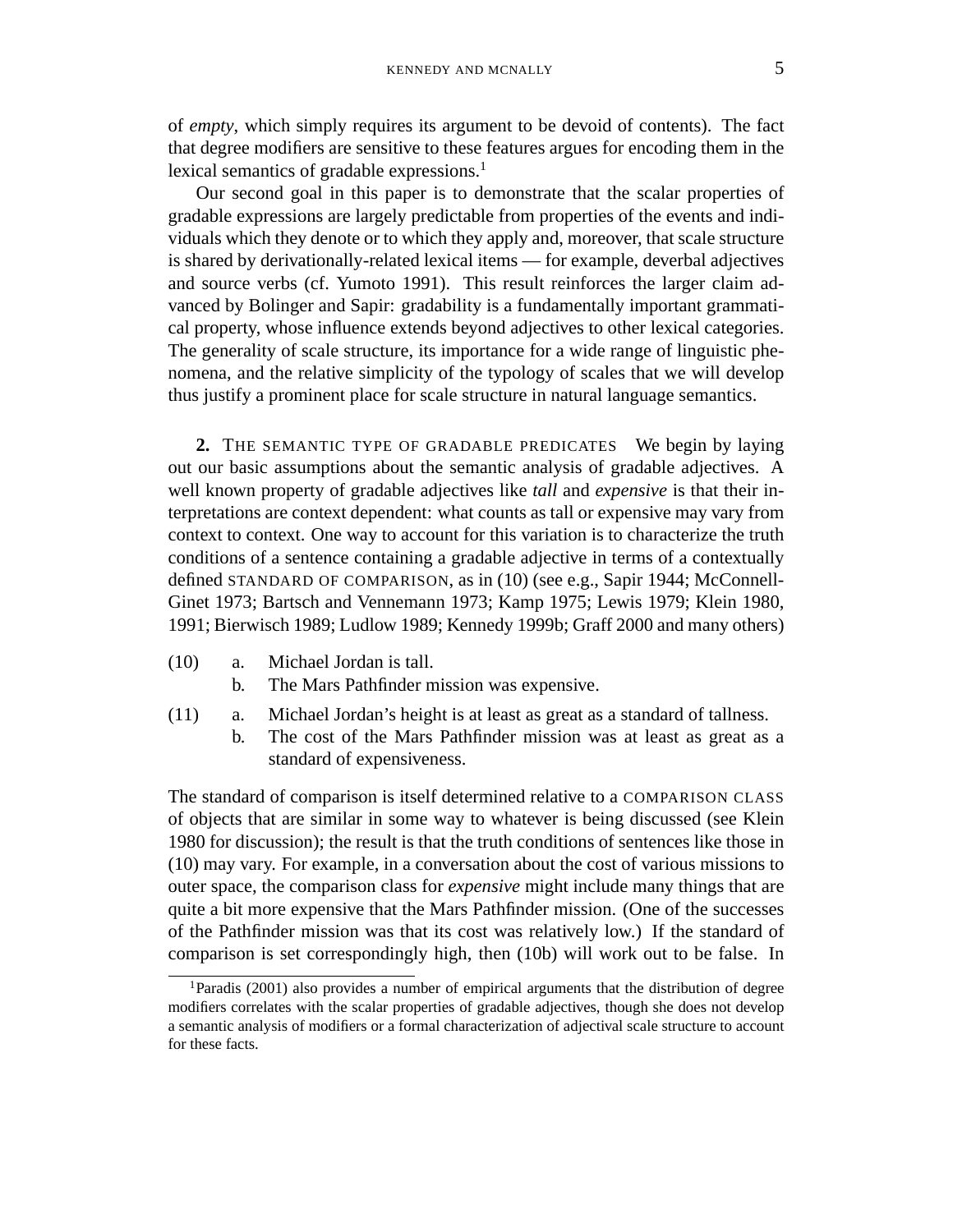of *empty*, which simply requires its argument to be devoid of contents). The fact that degree modifiers are sensitive to these features argues for encoding them in the lexical semantics of gradable expressions.[1]

Our second goal in this paper is to demonstrate that the scalar properties of gradable expressions are largely predictable from properties of the events and individuals which they denote or to which they apply and, moreover, that scale structure is shared by derivationally-related lexical items — for example, deverbal adjectives and source verbs (cf. Yumoto 1991). This result reinforces the larger claim advanced by Bolinger and Sapir: gradability is a fundamentally important grammatical property, whose influence extends beyond adjectives to other lexical categories. The generality of scale structure, its importance for a wide range of linguistic phenomena, and the relative simplicity of the typology of scales that we will develop thus justify a prominent place for scale structure in natural language semantics.

**2.** THE SEMANTIC TYPE OF GRADABLE PREDICATES We begin by laying out our basic assumptions about the semantic analysis of gradable adjectives. A well known property of gradable adjectives like *tall* and *expensive* is that their interpretations are context dependent: what counts as tall or expensive may vary from context to context. One way to account for this variation is to characterize the truth conditions of a sentence containing a gradable adjective in terms of a contextually defined STANDARD OF COMPARISON, as in (10) (see e.g., Sapir 1944; McConnell-Ginet 1973; Bartsch and Vennemann 1973; Kamp 1975; Lewis 1979; Klein 1980, 1991; Bierwisch 1989; Ludlow 1989; Kennedy 1999b; Graff 2000 and many others)

(10) a. Michael Jordan is tall.
  b. The Mars Pathfinder mission was expensive.

(11) a. Michael Jordan's height is at least as great as a standard of tallness.
  b. The cost of the Mars Pathfinder mission was at least as great as a standard of expensiveness.

The standard of comparison is itself determined relative to a COMPARISON CLASS of objects that are similar in some way to whatever is being discussed (see Klein 1980 for discussion); the result is that the truth conditions of sentences like those in (10) may vary. For example, in a conversation about the cost of various missions to outer space, the comparison class for *expensive* might include many things that are quite a bit more expensive that the Mars Pathfinder mission. (One of the successes of the Pathfinder mission was that its cost was relatively low.) If the standard of comparison is set correspondingly high, then (10b) will work out to be false. In

[1] Paradis (2001) also provides a number of empirical arguments that the distribution of degree modifiers correlates with the scalar properties of gradable adjectives, though she does not develop a semantic analysis of modifiers or a formal characterization of adjectival scale structure to account for these facts.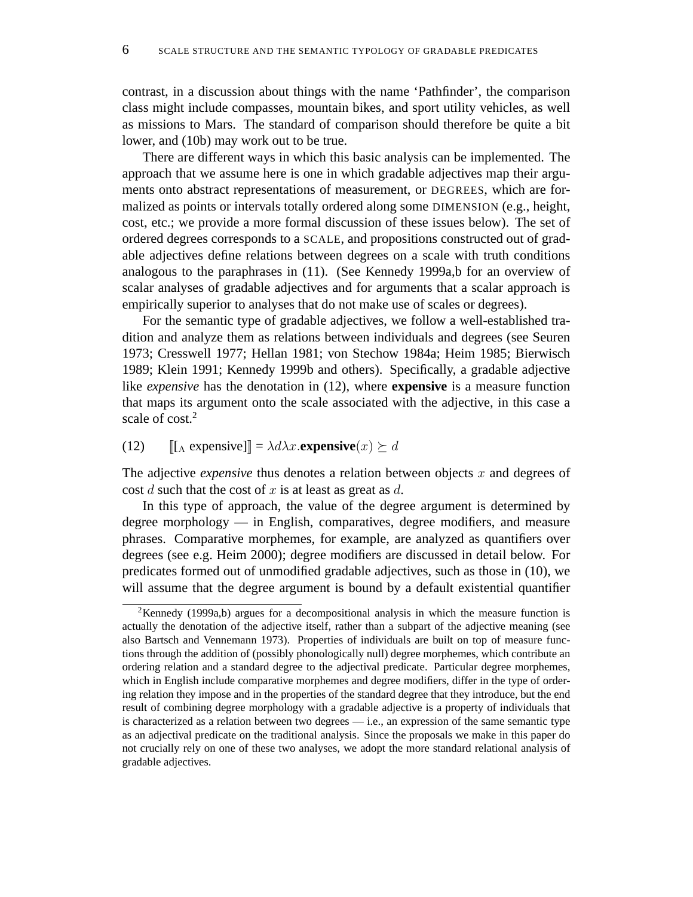contrast, in a discussion about things with the name 'Pathfinder', the comparison class might include compasses, mountain bikes, and sport utility vehicles, as well as missions to Mars. The standard of comparison should therefore be quite a bit lower, and (10b) may work out to be true.

There are different ways in which this basic analysis can be implemented. The approach that we assume here is one in which gradable adjectives map their arguments onto abstract representations of measurement, or DEGREES, which are formalized as points or intervals totally ordered along some DIMENSION (e.g., height, cost, etc.; we provide a more formal discussion of these issues below). The set of ordered degrees corresponds to a SCALE, and propositions constructed out of gradable adjectives define relations between degrees on a scale with truth conditions analogous to the paraphrases in (11). (See Kennedy 1999a,b for an overview of scalar analyses of gradable adjectives and for arguments that a scalar approach is empirically superior to analyses that do not make use of scales or degrees).

For the semantic type of gradable adjectives, we follow a well-established tradition and analyze them as relations between individuals and degrees (see Seuren 1973; Cresswell 1977; Hellan 1981; von Stechow 1984a; Heim 1985; Bierwisch 1989; Klein 1991; Kennedy 1999b and others). Specifically, a gradable adjective like *expensive* has the denotation in (12), where **expensive** is a measure function that maps its argument onto the scale associated with the adjective, in this case a scale of cost.[2]

(12) $[\![ [_{\text{A}} \text{ expensive}] ]\!] = \lambda d \lambda x.\textbf{expensive}(x) \succeq d$

The adjective *expensive* thus denotes a relation between objects $x$ and degrees of cost $d$ such that the cost of $x$ is at least as great as $d$.

In this type of approach, the value of the degree argument is determined by degree morphology — in English, comparatives, degree modifiers, and measure phrases. Comparative morphemes, for example, are analyzed as quantifiers over degrees (see e.g. Heim 2000); degree modifiers are discussed in detail below. For predicates formed out of unmodified gradable adjectives, such as those in (10), we will assume that the degree argument is bound by a default existential quantifier

[2]Kennedy (1999a,b) argues for a decompositional analysis in which the measure function is actually the denotation of the adjective itself, rather than a subpart of the adjective meaning (see also Bartsch and Vennemann 1973). Properties of individuals are built on top of measure functions through the addition of (possibly phonologically null) degree morphemes, which contribute an ordering relation and a standard degree to the adjectival predicate. Particular degree morphemes, which in English include comparative morphemes and degree modifiers, differ in the type of ordering relation they impose and in the properties of the standard degree that they introduce, but the end result of combining degree morphology with a gradable adjective is a property of individuals that is characterized as a relation between two degrees — i.e., an expression of the same semantic type as an adjectival predicate on the traditional analysis. Since the proposals we make in this paper do not crucially rely on one of these two analyses, we adopt the more standard relational analysis of gradable adjectives.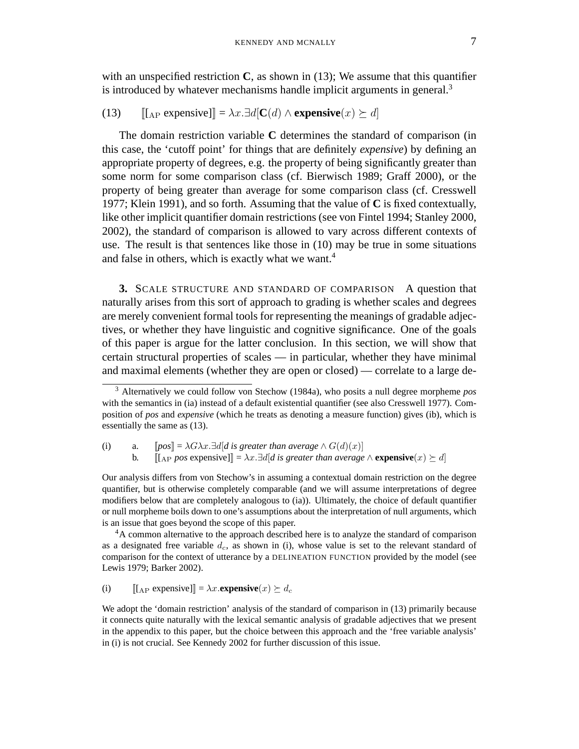with an unspecified restriction **C**, as shown in (13); We assume that this quantifier is introduced by whatever mechanisms handle implicit arguments in general.[3]

(13) $[\![ [_{\text{AP}} \text{ expensive}] ]\!] = \lambda x.\exists d[\mathbf{C}(d) \wedge \mathbf{expensive}(x) \succeq d]$

The domain restriction variable **C** determines the standard of comparison (in this case, the 'cutoff point' for things that are definitely *expensive*) by defining an appropriate property of degrees, e.g. the property of being significantly greater than some norm for some comparison class (cf. Bierwisch 1989; Graff 2000), or the property of being greater than average for some comparison class (cf. Cresswell 1977; Klein 1991), and so forth. Assuming that the value of **C** is fixed contextually, like other implicit quantifier domain restrictions (see von Fintel 1994; Stanley 2000, 2002), the standard of comparison is allowed to vary across different contexts of use. The result is that sentences like those in (10) may be true in some situations and false in others, which is exactly what we want.[4]

**3.** SCALE STRUCTURE AND STANDARD OF COMPARISON A question that naturally arises from this sort of approach to grading is whether scales and degrees are merely convenient formal tools for representing the meanings of gradable adjectives, or whether they have linguistic and cognitive significance. One of the goals of this paper is argue for the latter conclusion. In this section, we will show that certain structural properties of scales — in particular, whether they have minimal and maximal elements (whether they are open or closed) — correlate to a large de-

---

[3] Alternatively we could follow von Stechow (1984a), who posits a null degree morpheme *pos* with the semantics in (ia) instead of a default existential quantifier (see also Cresswell 1977). Composition of *pos* and *expensive* (which he treats as denoting a measure function) gives (ib), which is essentially the same as (13).

(i) a. $[\![\textit{pos}]\!] = \lambda G \lambda x.\exists d[\textit{d is greater than average} \wedge G(d)(x)]$
b. $[\![ [_{\text{AP}} \textit{ pos} \text{ expensive}] ]\!] = \lambda x.\exists d[\textit{d is greater than average} \wedge \mathbf{expensive}(x) \succeq d]$

Our analysis differs from von Stechow's in assuming a contextual domain restriction on the degree quantifier, but is otherwise completely comparable (and we will assume interpretations of degree modifiers below that are completely analogous to (ia)). Ultimately, the choice of default quantifier or null morpheme boils down to one's assumptions about the interpretation of null arguments, which is an issue that goes beyond the scope of this paper.

[4] A common alternative to the approach described here is to analyze the standard of comparison as a designated free variable $d_c$, as shown in (i), whose value is set to the relevant standard of comparison for the context of utterance by a DELINEATION FUNCTION provided by the model (see Lewis 1979; Barker 2002).

(i) $[\![ [_{\text{AP}} \text{ expensive}] ]\!] = \lambda x.\mathbf{expensive}(x) \succeq d_c$

We adopt the 'domain restriction' analysis of the standard of comparison in (13) primarily because it connects quite naturally with the lexical semantic analysis of gradable adjectives that we present in the appendix to this paper, but the choice between this approach and the 'free variable analysis' in (i) is not crucial. See Kennedy 2002 for further discussion of this issue.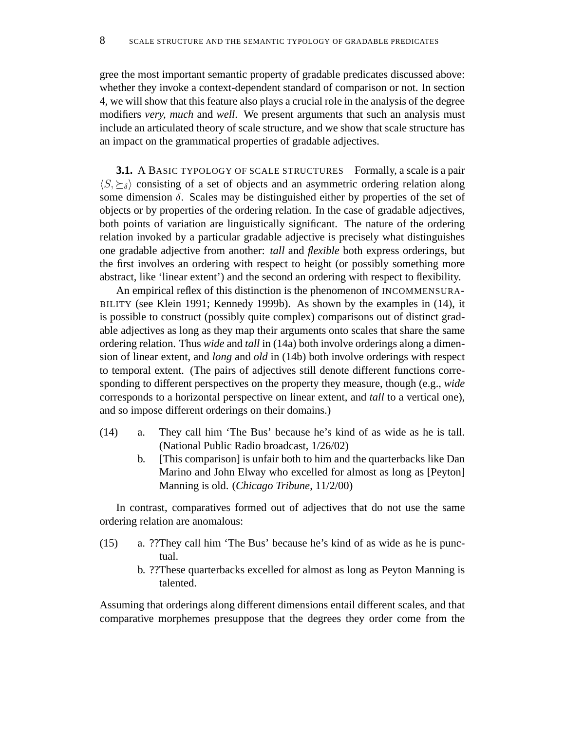gree the most important semantic property of gradable predicates discussed above: whether they invoke a context-dependent standard of comparison or not. In section 4, we will show that this feature also plays a crucial role in the analysis of the degree modifiers *very*, *much* and *well*. We present arguments that such an analysis must include an articulated theory of scale structure, and we show that scale structure has an impact on the grammatical properties of gradable adjectives.

### 3.1. A BASIC TYPOLOGY OF SCALE STRUCTURES

Formally, a scale is a pair $\langle S, \succeq_\delta \rangle$ consisting of a set of objects and an asymmetric ordering relation along some dimension $\delta$. Scales may be distinguished either by properties of the set of objects or by properties of the ordering relation. In the case of gradable adjectives, both points of variation are linguistically significant. The nature of the ordering relation invoked by a particular gradable adjective is precisely what distinguishes one gradable adjective from another: *tall* and *flexible* both express orderings, but the first involves an ordering with respect to height (or possibly something more abstract, like 'linear extent') and the second an ordering with respect to flexibility.

An empirical reflex of this distinction is the phenomenon of INCOMMENSURABILITY (see Klein 1991; Kennedy 1999b). As shown by the examples in (14), it is possible to construct (possibly quite complex) comparisons out of distinct gradable adjectives as long as they map their arguments onto scales that share the same ordering relation. Thus *wide* and *tall* in (14a) both involve orderings along a dimension of linear extent, and *long* and *old* in (14b) both involve orderings with respect to temporal extent. (The pairs of adjectives still denote different functions corresponding to different perspectives on the property they measure, though (e.g., *wide* corresponds to a horizontal perspective on linear extent, and *tall* to a vertical one), and so impose different orderings on their domains.)

(14) a. They call him 'The Bus' because he's kind of as wide as he is tall. (National Public Radio broadcast, 1/26/02)

b. [This comparison] is unfair both to him and the quarterbacks like Dan Marino and John Elway who excelled for almost as long as [Peyton] Manning is old. (*Chicago Tribune*, 11/2/00)

In contrast, comparatives formed out of adjectives that do not use the same ordering relation are anomalous:

(15) a. ??They call him 'The Bus' because he's kind of as wide as he is punctual.

b. ??These quarterbacks excelled for almost as long as Peyton Manning is talented.

Assuming that orderings along different dimensions entail different scales, and that comparative morphemes presuppose that the degrees they order come from the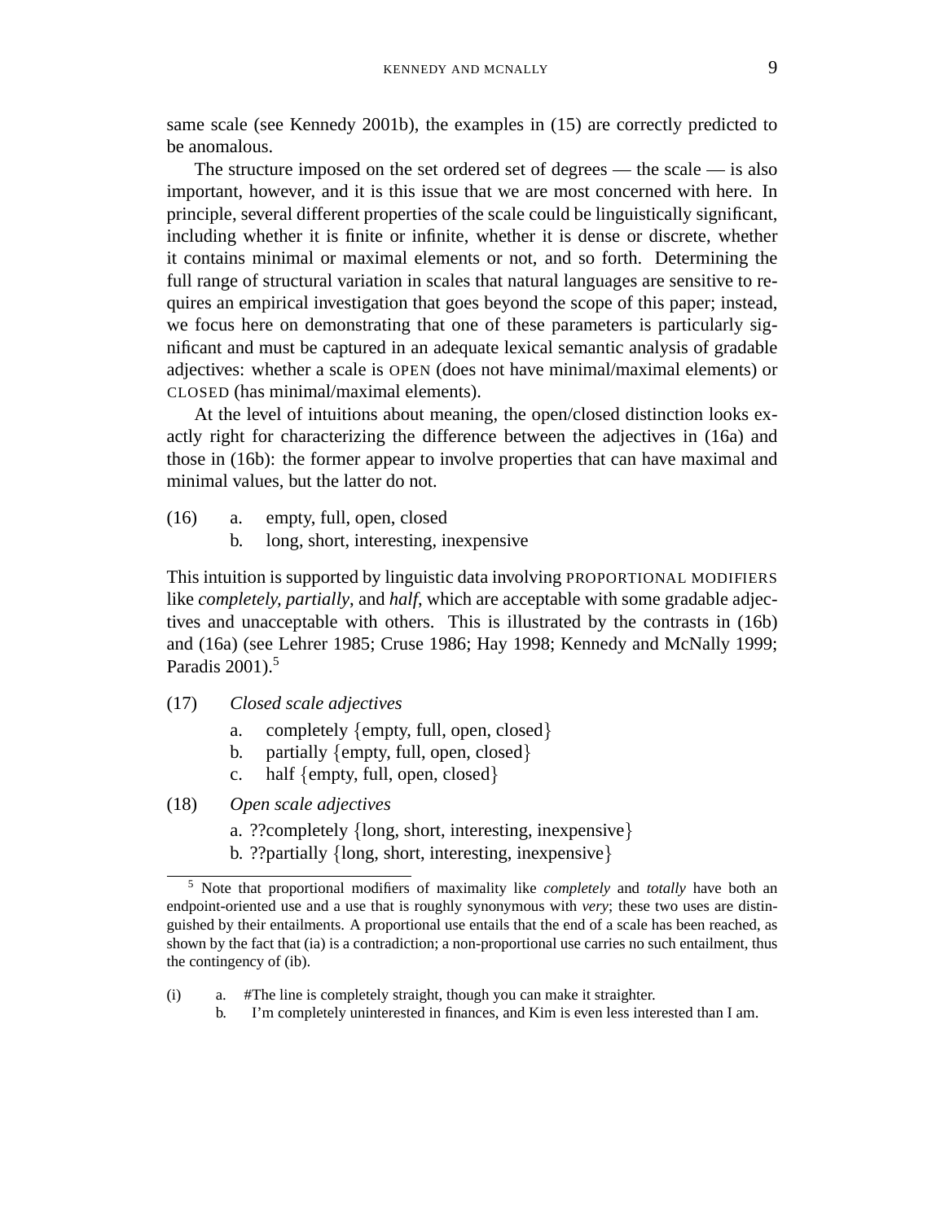same scale (see Kennedy 2001b), the examples in (15) are correctly predicted to be anomalous.

The structure imposed on the set ordered set of degrees — the scale — is also important, however, and it is this issue that we are most concerned with here. In principle, several different properties of the scale could be linguistically significant, including whether it is finite or infinite, whether it is dense or discrete, whether it contains minimal or maximal elements or not, and so forth. Determining the full range of structural variation in scales that natural languages are sensitive to requires an empirical investigation that goes beyond the scope of this paper; instead, we focus here on demonstrating that one of these parameters is particularly significant and must be captured in an adequate lexical semantic analysis of gradable adjectives: whether a scale is OPEN (does not have minimal/maximal elements) or CLOSED (has minimal/maximal elements).

At the level of intuitions about meaning, the open/closed distinction looks exactly right for characterizing the difference between the adjectives in (16a) and those in (16b): the former appear to involve properties that can have maximal and minimal values, but the latter do not.

(16) a. empty, full, open, closed
b. long, short, interesting, inexpensive

This intuition is supported by linguistic data involving PROPORTIONAL MODIFIERS like *completely, partially*, and *half*, which are acceptable with some gradable adjectives and unacceptable with others. This is illustrated by the contrasts in (16b) and (16a) (see Lehrer 1985; Cruse 1986; Hay 1998; Kennedy and McNally 1999; Paradis 2001).[5]

(17) *Closed scale adjectives*
a. completely {empty, full, open, closed}
b. partially {empty, full, open, closed}
c. half {empty, full, open, closed}

(18) *Open scale adjectives*
a. ??completely {long, short, interesting, inexpensive}
b. ??partially {long, short, interesting, inexpensive}

---

[5] Note that proportional modifiers of maximality like *completely* and *totally* have both an endpoint-oriented use and a use that is roughly synonymous with *very*; these two uses are distinguished by their entailments. A proportional use entails that the end of a scale has been reached, as shown by the fact that (ia) is a contradiction; a non-proportional use carries no such entailment, thus the contingency of (ib).

(i) a. #The line is completely straight, though you can make it straighter.
b. I'm completely uninterested in finances, and Kim is even less interested than I am.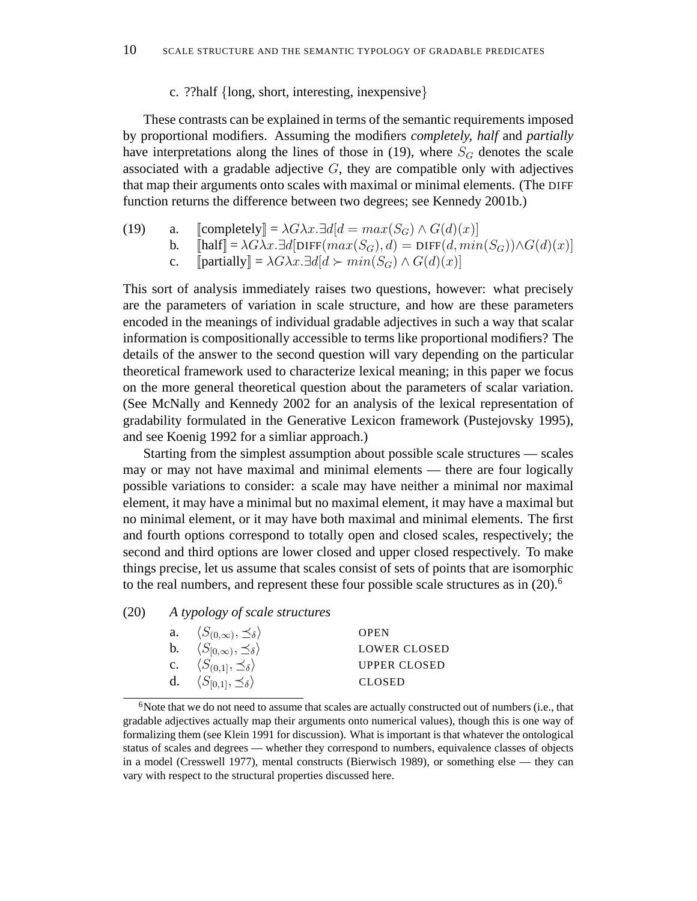c. ??half {long, short, interesting, inexpensive}

These contrasts can be explained in terms of the semantic requirements imposed by proportional modifiers. Assuming the modifiers *completely*, *half* and *partially* have interpretations along the lines of those in (19), where $S_G$ denotes the scale associated with a gradable adjective $G$, they are compatible only with adjectives that map their arguments onto scales with maximal or minimal elements. (The DIFF function returns the difference between two degrees; see Kennedy 2001b.)

(19)
a. $[\![\text{completely}]\!] = \lambda G \lambda x.\exists d[d = max(S_G) \wedge G(d)(x)]$
b. $[\![\text{half}]\!] = \lambda G \lambda x.\exists d[\text{DIFF}(max(S_G), d) = \text{DIFF}(d, min(S_G)) \wedge G(d)(x)]$
c. $[\![\text{partially}]\!] = \lambda G \lambda x.\exists d[d \succ min(S_G) \wedge G(d)(x)]$

This sort of analysis immediately raises two questions, however: what precisely are the parameters of variation in scale structure, and how are these parameters encoded in the meanings of individual gradable adjectives in such a way that scalar information is compositionally accessible to terms like proportional modifiers? The details of the answer to the second question will vary depending on the particular theoretical framework used to characterize lexical meaning; in this paper we focus on the more general theoretical question about the parameters of scalar variation. (See McNally and Kennedy 2002 for an analysis of the lexical representation of gradability formulated in the Generative Lexicon framework (Pustejovsky 1995), and see Koenig 1992 for a simliar approach.)

Starting from the simplest assumption about possible scale structures — scales may or may not have maximal and minimal elements — there are four logically possible variations to consider: a scale may have neither a minimal nor maximal element, it may have a minimal but no maximal element, it may have a maximal but no minimal element, or it may have both maximal and minimal elements. The first and fourth options correspond to totally open and closed scales, respectively; the second and third options are lower closed and upper closed respectively. To make things precise, let us assume that scales consist of sets of points that are isomorphic to the real numbers, and represent these four possible scale structures as in (20).[6]

(20) *A typology of scale structures*

a. $\langle S_{(0,\infty)}, \preceq_\delta \rangle$ OPEN
b. $\langle S_{[0,\infty)}, \preceq_\delta \rangle$ LOWER CLOSED
c. $\langle S_{(0,1]}, \preceq_\delta \rangle$ UPPER CLOSED
d. $\langle S_{[0,1]}, \preceq_\delta \rangle$ CLOSED

[6] Note that we do not need to assume that scales are actually constructed out of numbers (i.e., that gradable adjectives actually map their arguments onto numerical values), though this is one way of formalizing them (see Klein 1991 for discussion). What is important is that whatever the ontological status of scales and degrees — whether they correspond to numbers, equivalence classes of objects in a model (Cresswell 1977), mental constructs (Bierwisch 1989), or something else — they can vary with respect to the structural properties discussed here.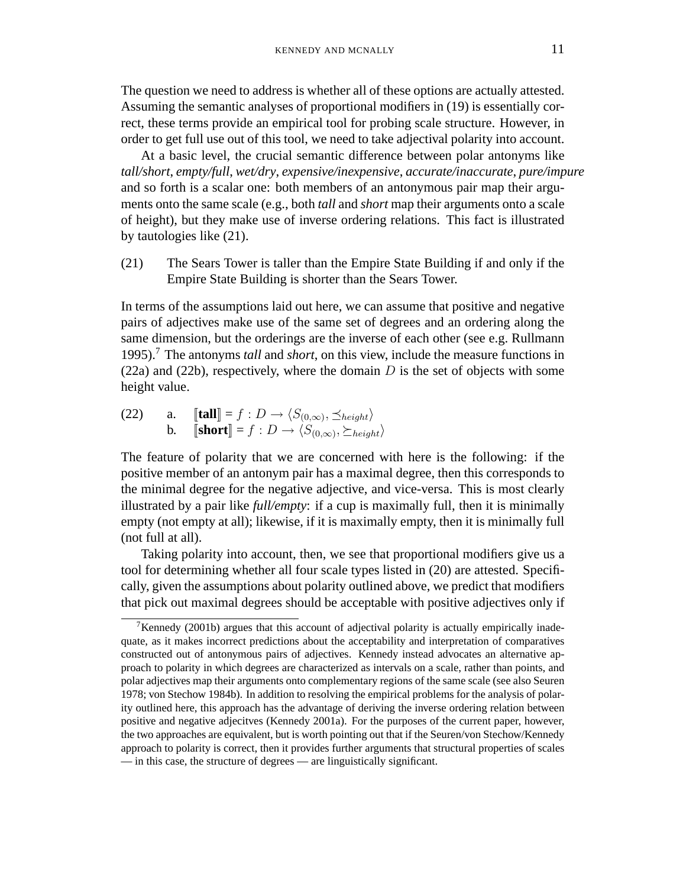The question we need to address is whether all of these options are actually attested. Assuming the semantic analyses of proportional modifiers in (19) is essentially correct, these terms provide an empirical tool for probing scale structure. However, in order to get full use out of this tool, we need to take adjectival polarity into account.

At a basic level, the crucial semantic difference between polar antonyms like *tall/short*, *empty/full*, *wet/dry*, *expensive/inexpensive*, *accurate/inaccurate*, *pure/impure* and so forth is a scalar one: both members of an antonymous pair map their arguments onto the same scale (e.g., both *tall* and *short* map their arguments onto a scale of height), but they make use of inverse ordering relations. This fact is illustrated by tautologies like (21).

(21) The Sears Tower is taller than the Empire State Building if and only if the Empire State Building is shorter than the Sears Tower.

In terms of the assumptions laid out here, we can assume that positive and negative pairs of adjectives make use of the same set of degrees and an ordering along the same dimension, but the orderings are the inverse of each other (see e.g. Rullmann 1995).[7] The antonyms *tall* and *short*, on this view, include the measure functions in (22a) and (22b), respectively, where the domain $D$ is the set of objects with some height value.

(22) a. $[\![\textbf{tall}]\!] = f : D \rightarrow \langle S_{(0,\infty)}, \preceq_{height} \rangle$
b. $[\![\textbf{short}]\!] = f : D \rightarrow \langle S_{(0,\infty)}, \succeq_{height} \rangle$

The feature of polarity that we are concerned with here is the following: if the positive member of an antonym pair has a maximal degree, then this corresponds to the minimal degree for the negative adjective, and vice-versa. This is most clearly illustrated by a pair like *full/empty*: if a cup is maximally full, then it is minimally empty (not empty at all); likewise, if it is maximally empty, then it is minimally full (not full at all).

Taking polarity into account, then, we see that proportional modifiers give us a tool for determining whether all four scale types listed in (20) are attested. Specifically, given the assumptions about polarity outlined above, we predict that modifiers that pick out maximal degrees should be acceptable with positive adjectives only if

---

[7] Kennedy (2001b) argues that this account of adjectival polarity is actually empirically inadequate, as it makes incorrect predictions about the acceptability and interpretation of comparatives constructed out of antonymous pairs of adjectives. Kennedy instead advocates an alternative approach to polarity in which degrees are characterized as intervals on a scale, rather than points, and polar adjectives map their arguments onto complementary regions of the same scale (see also Seuren 1978; von Stechow 1984b). In addition to resolving the empirical problems for the analysis of polarity outlined here, this approach has the advantage of deriving the inverse ordering relation between positive and negative adjecitves (Kennedy 2001a). For the purposes of the current paper, however, the two approaches are equivalent, but is worth pointing out that if the Seuren/von Stechow/Kennedy approach to polarity is correct, then it provides further arguments that structural properties of scales — in this case, the structure of degrees — are linguistically significant.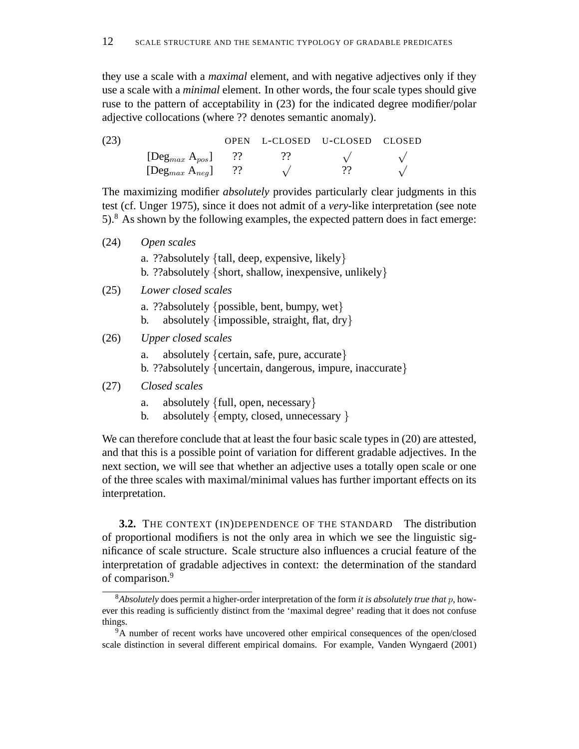they use a scale with a *maximal* element, and with negative adjectives only if they use a scale with a *minimal* element. In other words, the four scale types should give ruse to the pattern of acceptability in (23) for the indicated degree modifier/polar adjective collocations (where ?? denotes semantic anomaly).

(23)

| | OPEN | L-CLOSED | U-CLOSED | CLOSED |
|---|---|---|---|---|
| [$\text{Deg}_{max}$ $\text{A}_{pos}$] | ?? | ?? | √ | √ |
| [$\text{Deg}_{max}$ $\text{A}_{neg}$] | ?? | √ | ?? | √ |

The maximizing modifier *absolutely* provides particularly clear judgments in this test (cf. Unger 1975), since it does not admit of a *very*-like interpretation (see note 5).[8] As shown by the following examples, the expected pattern does in fact emerge:

(24) *Open scales*

a. ??absolutely {tall, deep, expensive, likely}
b. ??absolutely {short, shallow, inexpensive, unlikely}

(25) *Lower closed scales*

a. ??absolutely {possible, bent, bumpy, wet}
b. absolutely {impossible, straight, flat, dry}

(26) *Upper closed scales*

a. absolutely {certain, safe, pure, accurate}
b. ??absolutely {uncertain, dangerous, impure, inaccurate}

(27) *Closed scales*

a. absolutely {full, open, necessary}
b. absolutely {empty, closed, unnecessary }

We can therefore conclude that at least the four basic scale types in (20) are attested, and that this is a possible point of variation for different gradable adjectives. In the next section, we will see that whether an adjective uses a totally open scale or one of the three scales with maximal/minimal values has further important effects on its interpretation.

**3.2.** THE CONTEXT (IN)DEPENDENCE OF THE STANDARD The distribution of proportional modifiers is not the only area in which we see the linguistic significance of scale structure. Scale structure also influences a crucial feature of the interpretation of gradable adjectives in context: the determination of the standard of comparison.[9]

---

[8] *Absolutely* does permit a higher-order interpretation of the form *it is absolutely true that* $p$, however this reading is sufficiently distinct from the 'maximal degree' reading that it does not confuse things.

[9] A number of recent works have uncovered other empirical consequences of the open/closed scale distinction in several different empirical domains. For example, Vanden Wyngaerd (2001)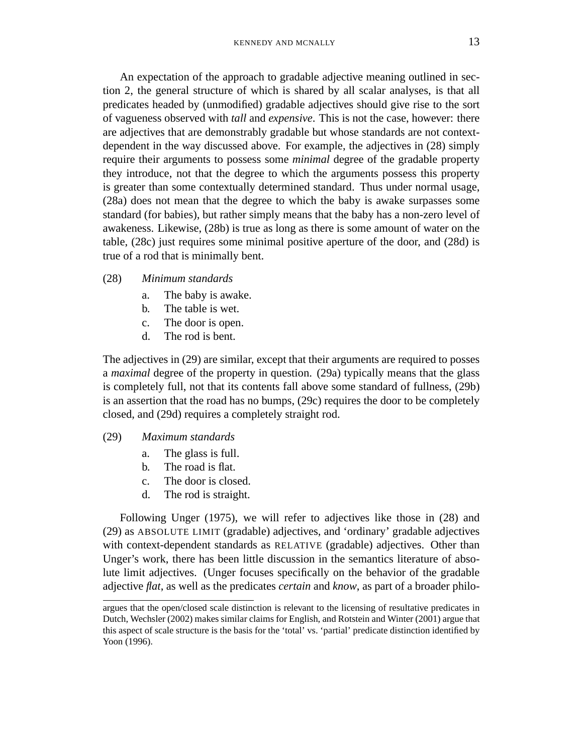An expectation of the approach to gradable adjective meaning outlined in section 2, the general structure of which is shared by all scalar analyses, is that all predicates headed by (unmodified) gradable adjectives should give rise to the sort of vagueness observed with *tall* and *expensive*. This is not the case, however: there are adjectives that are demonstrably gradable but whose standards are not context-dependent in the way discussed above. For example, the adjectives in (28) simply require their arguments to possess some *minimal* degree of the gradable property they introduce, not that the degree to which the arguments possess this property is greater than some contextually determined standard. Thus under normal usage, (28a) does not mean that the degree to which the baby is awake surpasses some standard (for babies), but rather simply means that the baby has a non-zero level of awakeness. Likewise, (28b) is true as long as there is some amount of water on the table, (28c) just requires some minimal positive aperture of the door, and (28d) is true of a rod that is minimally bent.

(28) *Minimum standards*

a. The baby is awake.
b. The table is wet.
c. The door is open.
d. The rod is bent.

The adjectives in (29) are similar, except that their arguments are required to posses a *maximal* degree of the property in question. (29a) typically means that the glass is completely full, not that its contents fall above some standard of fullness, (29b) is an assertion that the road has no bumps, (29c) requires the door to be completely closed, and (29d) requires a completely straight rod.

(29) *Maximum standards*

a. The glass is full.
b. The road is flat.
c. The door is closed.
d. The rod is straight.

Following Unger (1975), we will refer to adjectives like those in (28) and (29) as ABSOLUTE LIMIT (gradable) adjectives, and 'ordinary' gradable adjectives with context-dependent standards as RELATIVE (gradable) adjectives. Other than Unger's work, there has been little discussion in the semantics literature of absolute limit adjectives. (Unger focuses specifically on the behavior of the gradable adjective *flat*, as well as the predicates *certain* and *know*, as part of a broader philo-

argues that the open/closed scale distinction is relevant to the licensing of resultative predicates in Dutch, Wechsler (2002) makes similar claims for English, and Rotstein and Winter (2001) argue that this aspect of scale structure is the basis for the 'total' vs. 'partial' predicate distinction identified by Yoon (1996).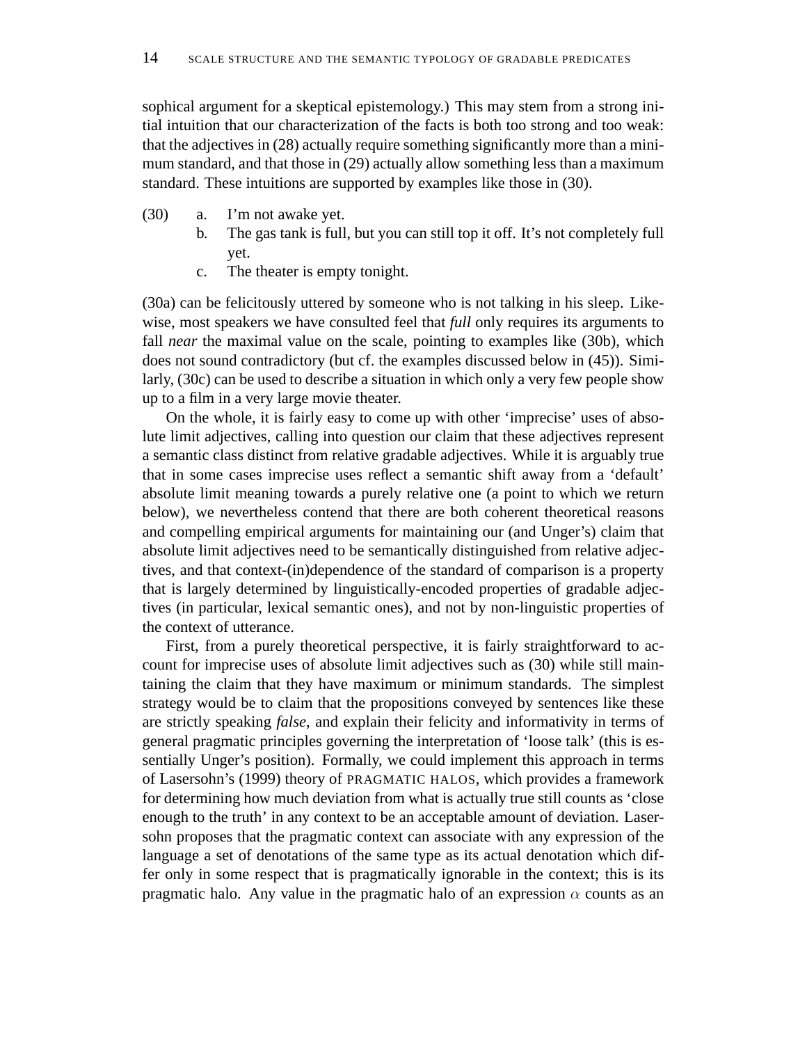sophical argument for a skeptical epistemology.) This may stem from a strong initial intuition that our characterization of the facts is both too strong and too weak: that the adjectives in (28) actually require something significantly more than a minimum standard, and that those in (29) actually allow something less than a maximum standard. These intuitions are supported by examples like those in (30).

(30) a. I'm not awake yet.
 b. The gas tank is full, but you can still top it off. It's not completely full yet.
 c. The theater is empty tonight.

(30a) can be felicitously uttered by someone who is not talking in his sleep. Likewise, most speakers we have consulted feel that *full* only requires its arguments to fall *near* the maximal value on the scale, pointing to examples like (30b), which does not sound contradictory (but cf. the examples discussed below in (45)). Similarly, (30c) can be used to describe a situation in which only a very few people show up to a film in a very large movie theater.

On the whole, it is fairly easy to come up with other 'imprecise' uses of absolute limit adjectives, calling into question our claim that these adjectives represent a semantic class distinct from relative gradable adjectives. While it is arguably true that in some cases imprecise uses reflect a semantic shift away from a 'default' absolute limit meaning towards a purely relative one (a point to which we return below), we nevertheless contend that there are both coherent theoretical reasons and compelling empirical arguments for maintaining our (and Unger's) claim that absolute limit adjectives need to be semantically distinguished from relative adjectives, and that context-(in)dependence of the standard of comparison is a property that is largely determined by linguistically-encoded properties of gradable adjectives (in particular, lexical semantic ones), and not by non-linguistic properties of the context of utterance.

First, from a purely theoretical perspective, it is fairly straightforward to account for imprecise uses of absolute limit adjectives such as (30) while still maintaining the claim that they have maximum or minimum standards. The simplest strategy would be to claim that the propositions conveyed by sentences like these are strictly speaking *false*, and explain their felicity and informativity in terms of general pragmatic principles governing the interpretation of 'loose talk' (this is essentially Unger's position). Formally, we could implement this approach in terms of Lasersohn's (1999) theory of PRAGMATIC HALOS, which provides a framework for determining how much deviation from what is actually true still counts as 'close enough to the truth' in any context to be an acceptable amount of deviation. Lasersohn proposes that the pragmatic context can associate with any expression of the language a set of denotations of the same type as its actual denotation which differ only in some respect that is pragmatically ignorable in the context; this is its pragmatic halo. Any value in the pragmatic halo of an expression $\alpha$ counts as an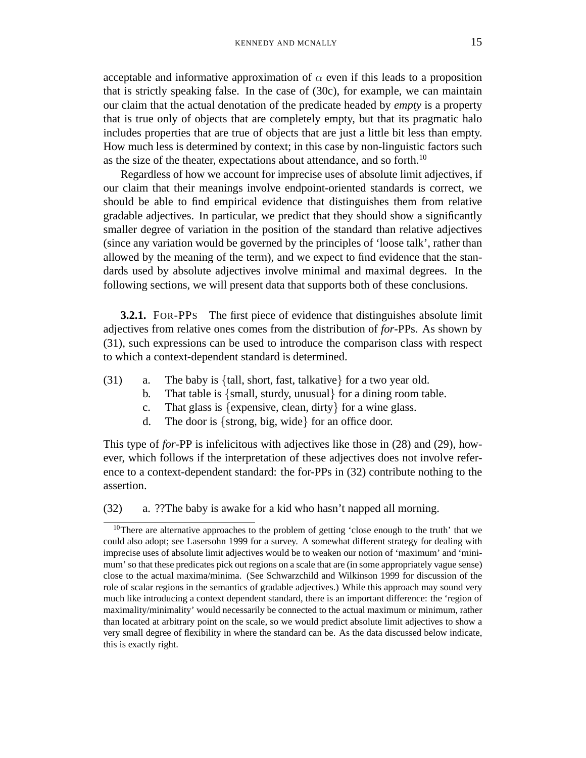acceptable and informative approximation of $\alpha$ even if this leads to a proposition that is strictly speaking false. In the case of (30c), for example, we can maintain our claim that the actual denotation of the predicate headed by *empty* is a property that is true only of objects that are completely empty, but that its pragmatic halo includes properties that are true of objects that are just a little bit less than empty. How much less is determined by context; in this case by non-linguistic factors such as the size of the theater, expectations about attendance, and so forth.[10]

Regardless of how we account for imprecise uses of absolute limit adjectives, if our claim that their meanings involve endpoint-oriented standards is correct, we should be able to find empirical evidence that distinguishes them from relative gradable adjectives. In particular, we predict that they should show a significantly smaller degree of variation in the position of the standard than relative adjectives (since any variation would be governed by the principles of 'loose talk', rather than allowed by the meaning of the term), and we expect to find evidence that the standards used by absolute adjectives involve minimal and maximal degrees. In the following sections, we will present data that supports both of these conclusions.

**3.2.1.** FOR-PPS The first piece of evidence that distinguishes absolute limit adjectives from relative ones comes from the distribution of *for*-PPs. As shown by (31), such expressions can be used to introduce the comparison class with respect to which a context-dependent standard is determined.

(31) a. The baby is {tall, short, fast, talkative} for a two year old.
b. That table is {small, sturdy, unusual} for a dining room table.
c. That glass is {expensive, clean, dirty} for a wine glass.
d. The door is {strong, big, wide} for an office door.

This type of *for*-PP is infelicitous with adjectives like those in (28) and (29), however, which follows if the interpretation of these adjectives does not involve reference to a context-dependent standard: the for-PPs in (32) contribute nothing to the assertion.

(32) a. ??The baby is awake for a kid who hasn't napped all morning.

[10] There are alternative approaches to the problem of getting 'close enough to the truth' that we could also adopt; see Lasersohn 1999 for a survey. A somewhat different strategy for dealing with imprecise uses of absolute limit adjectives would be to weaken our notion of 'maximum' and 'minimum' so that these predicates pick out regions on a scale that are (in some appropriately vague sense) close to the actual maxima/minima. (See Schwarzchild and Wilkinson 1999 for discussion of the role of scalar regions in the semantics of gradable adjectives.) While this approach may sound very much like introducing a context dependent standard, there is an important difference: the 'region of maximality/minimality' would necessarily be connected to the actual maximum or minimum, rather than located at arbitrary point on the scale, so we would predict absolute limit adjectives to show a very small degree of flexibility in where the standard can be. As the data discussed below indicate, this is exactly right.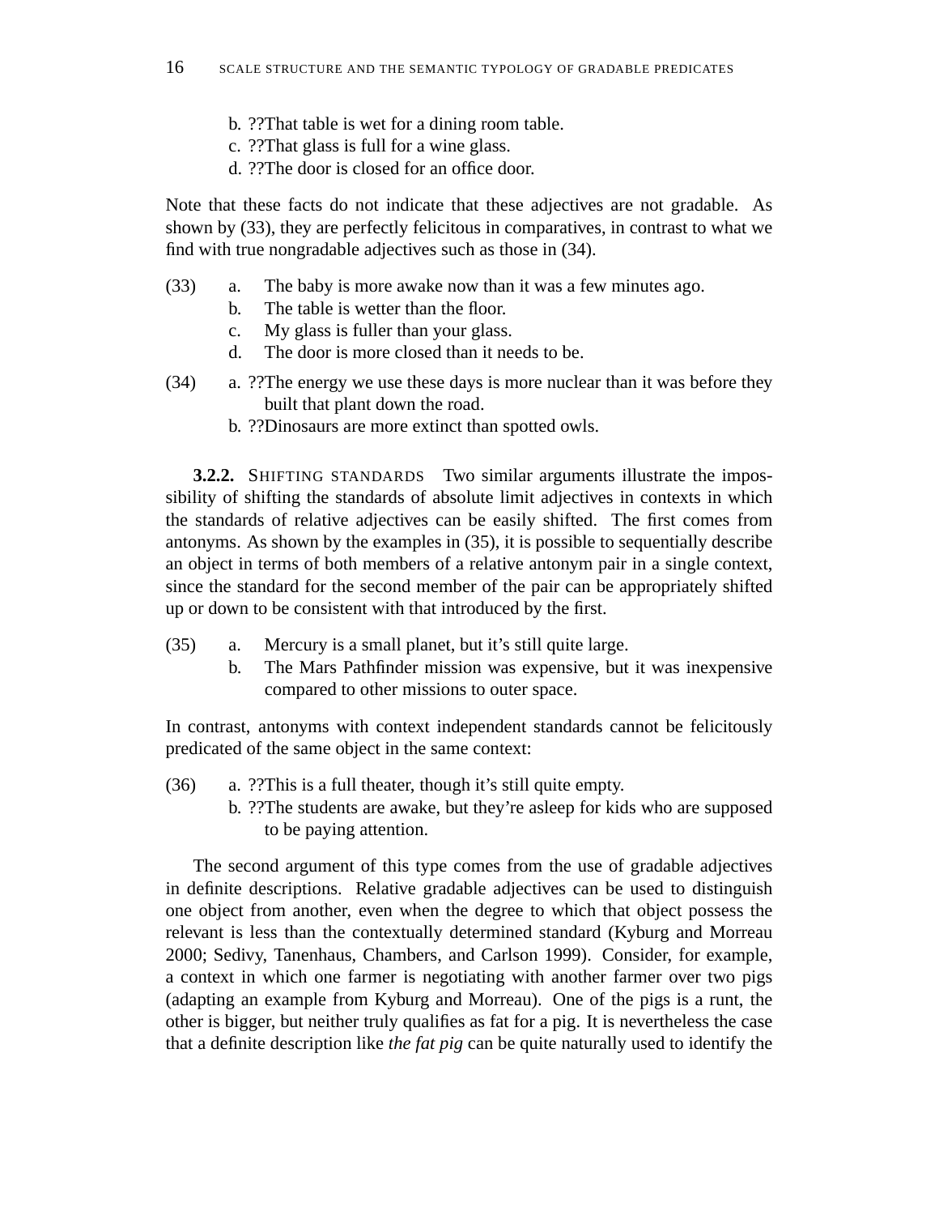b. ??That table is wet for a dining room table.
c. ??That glass is full for a wine glass.
d. ??The door is closed for an office door.

Note that these facts do not indicate that these adjectives are not gradable. As shown by (33), they are perfectly felicitous in comparatives, in contrast to what we find with true nongradable adjectives such as those in (34).

(33) a. The baby is more awake now than it was a few minutes ago.
b. The table is wetter than the floor.
c. My glass is fuller than your glass.
d. The door is more closed than it needs to be.

(34) a. ??The energy we use these days is more nuclear than it was before they built that plant down the road.
b. ??Dinosaurs are more extinct than spotted owls.

**3.2.2.** SHIFTING STANDARDS Two similar arguments illustrate the impossibility of shifting the standards of absolute limit adjectives in contexts in which the standards of relative adjectives can be easily shifted. The first comes from antonyms. As shown by the examples in (35), it is possible to sequentially describe an object in terms of both members of a relative antonym pair in a single context, since the standard for the second member of the pair can be appropriately shifted up or down to be consistent with that introduced by the first.

(35) a. Mercury is a small planet, but it's still quite large.
b. The Mars Pathfinder mission was expensive, but it was inexpensive compared to other missions to outer space.

In contrast, antonyms with context independent standards cannot be felicitously predicated of the same object in the same context:

(36) a. ??This is a full theater, though it's still quite empty.
b. ??The students are awake, but they're asleep for kids who are supposed to be paying attention.

The second argument of this type comes from the use of gradable adjectives in definite descriptions. Relative gradable adjectives can be used to distinguish one object from another, even when the degree to which that object possess the relevant is less than the contextually determined standard (Kyburg and Morreau 2000; Sedivy, Tanenhaus, Chambers, and Carlson 1999). Consider, for example, a context in which one farmer is negotiating with another farmer over two pigs (adapting an example from Kyburg and Morreau). One of the pigs is a runt, the other is bigger, but neither truly qualifies as fat for a pig. It is nevertheless the case that a definite description like *the fat pig* can be quite naturally used to identify the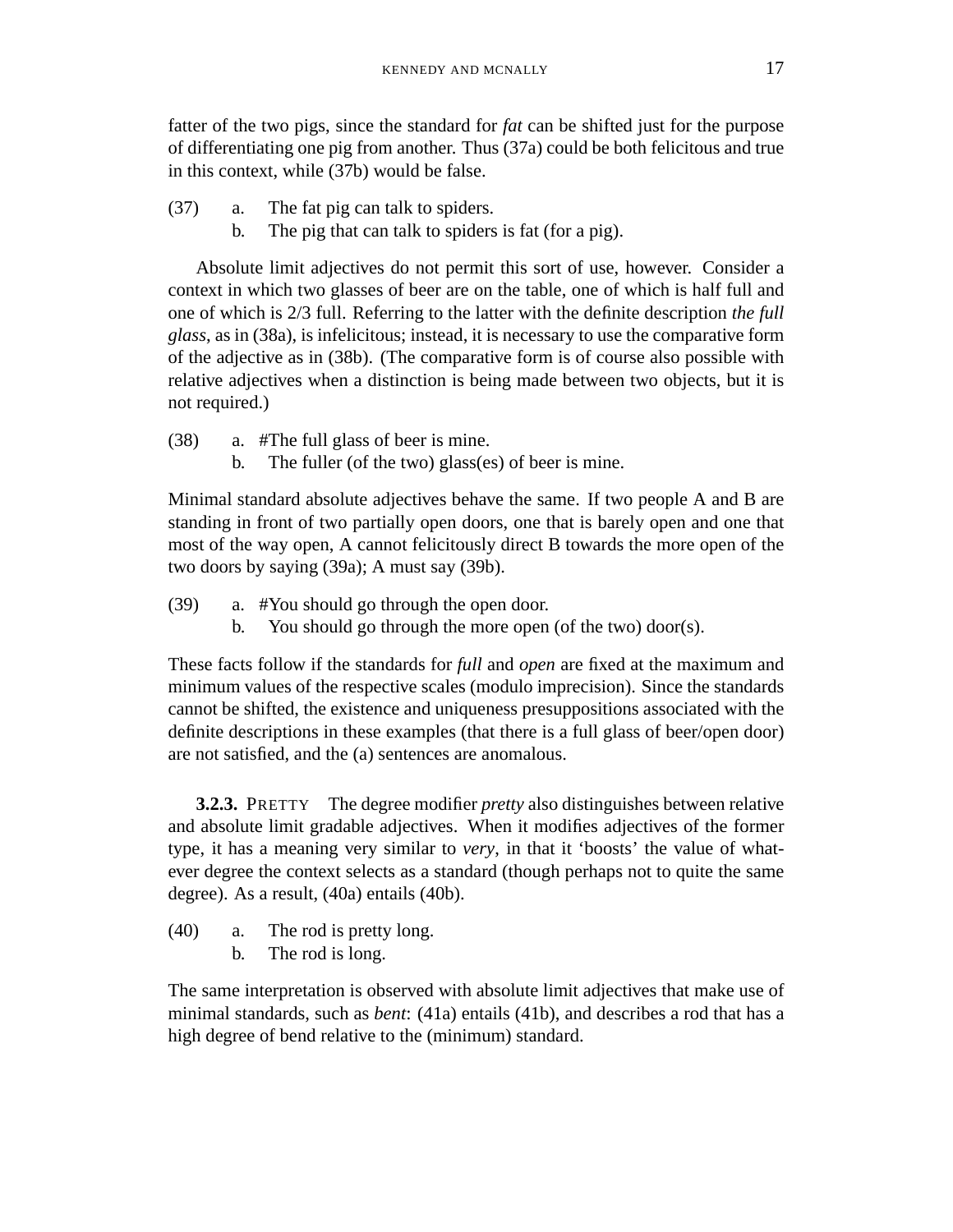fatter of the two pigs, since the standard for *fat* can be shifted just for the purpose of differentiating one pig from another. Thus (37a) could be both felicitous and true in this context, while (37b) would be false.

(37) a. The fat pig can talk to spiders.
  b. The pig that can talk to spiders is fat (for a pig).

Absolute limit adjectives do not permit this sort of use, however. Consider a context in which two glasses of beer are on the table, one of which is half full and one of which is 2/3 full. Referring to the latter with the definite description *the full glass*, as in (38a), is infelicitous; instead, it is necessary to use the comparative form of the adjective as in (38b). (The comparative form is of course also possible with relative adjectives when a distinction is being made between two objects, but it is not required.)

(38) a. #The full glass of beer is mine.
  b. The fuller (of the two) glass(es) of beer is mine.

Minimal standard absolute adjectives behave the same. If two people A and B are standing in front of two partially open doors, one that is barely open and one that most of the way open, A cannot felicitously direct B towards the more open of the two doors by saying (39a); A must say (39b).

(39) a. #You should go through the open door.
  b. You should go through the more open (of the two) door(s).

These facts follow if the standards for *full* and *open* are fixed at the maximum and minimum values of the respective scales (modulo imprecision). Since the standards cannot be shifted, the existence and uniqueness presuppositions associated with the definite descriptions in these examples (that there is a full glass of beer/open door) are not satisfied, and the (a) sentences are anomalous.

**3.2.3.** PRETTY The degree modifier *pretty* also distinguishes between relative and absolute limit gradable adjectives. When it modifies adjectives of the former type, it has a meaning very similar to *very*, in that it 'boosts' the value of whatever degree the context selects as a standard (though perhaps not to quite the same degree). As a result, (40a) entails (40b).

(40) a. The rod is pretty long.
  b. The rod is long.

The same interpretation is observed with absolute limit adjectives that make use of minimal standards, such as *bent*: (41a) entails (41b), and describes a rod that has a high degree of bend relative to the (minimum) standard.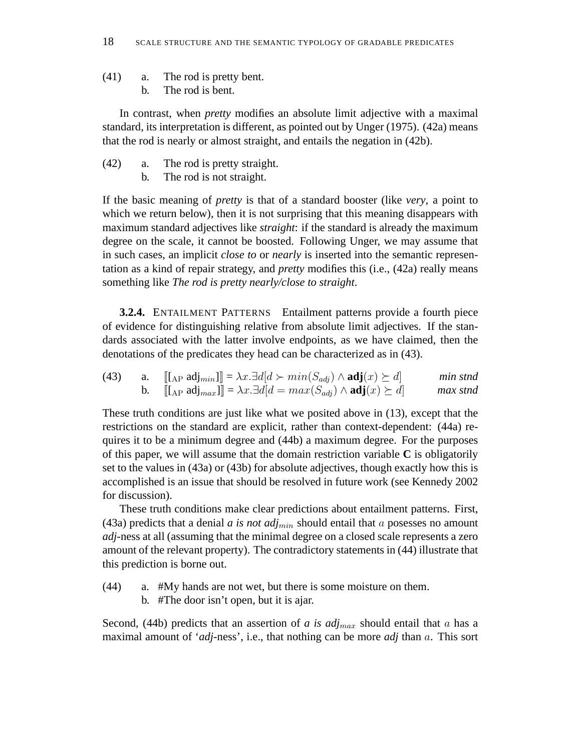(41) a. The rod is pretty bent.
     b. The rod is bent.

In contrast, when *pretty* modifies an absolute limit adjective with a maximal standard, its interpretation is different, as pointed out by Unger (1975). (42a) means that the rod is nearly or almost straight, and entails the negation in (42b).

(42) a. The rod is pretty straight.
     b. The rod is not straight.

If the basic meaning of *pretty* is that of a standard booster (like *very*, a point to which we return below), then it is not surprising that this meaning disappears with maximum standard adjectives like *straight*: if the standard is already the maximum degree on the scale, it cannot be boosted. Following Unger, we may assume that in such cases, an implicit *close to* or *nearly* is inserted into the semantic representation as a kind of repair strategy, and *pretty* modifies this (i.e., (42a) really means something like *The rod is pretty nearly/close to straight*.

**3.2.4.** ENTAILMENT PATTERNS Entailment patterns provide a fourth piece of evidence for distinguishing relative from absolute limit adjectives. If the standards associated with the latter involve endpoints, as we have claimed, then the denotations of the predicates they head can be characterized as in (43).

(43) a. $[\![[_{\text{AP}}\ \mathsf{adj}_{min}]]\!] = \lambda x.\exists d[d \succ min(S_{adj}) \wedge \mathbf{adj}(x) \succeq d]$ *min stnd*
     b. $[\![[_{\text{AP}}\ \mathsf{adj}_{max}]]\!] = \lambda x.\exists d[d = max(S_{adj}) \wedge \mathbf{adj}(x) \succeq d]$ *max stnd*

These truth conditions are just like what we posited above in (13), except that the restrictions on the standard are explicit, rather than context-dependent: (44a) requires it to be a minimum degree and (44b) a maximum degree. For the purposes of this paper, we will assume that the domain restriction variable **C** is obligatorily set to the values in (43a) or (43b) for absolute adjectives, though exactly how this is accomplished is an issue that should be resolved in future work (see Kennedy 2002 for discussion).

These truth conditions make clear predictions about entailment patterns. First, (43a) predicts that a denial *a is not adj*$_{min}$ should entail that $a$ posesses no amount *adj*-ness at all (assuming that the minimal degree on a closed scale represents a zero amount of the relevant property). The contradictory statements in (44) illustrate that this prediction is borne out.

(44) a. #My hands are not wet, but there is some moisture on them.
     b. #The door isn't open, but it is ajar.

Second, (44b) predicts that an assertion of *a is adj*$_{max}$ should entail that $a$ has a maximal amount of '*adj*-ness', i.e., that nothing can be more *adj* than $a$. This sort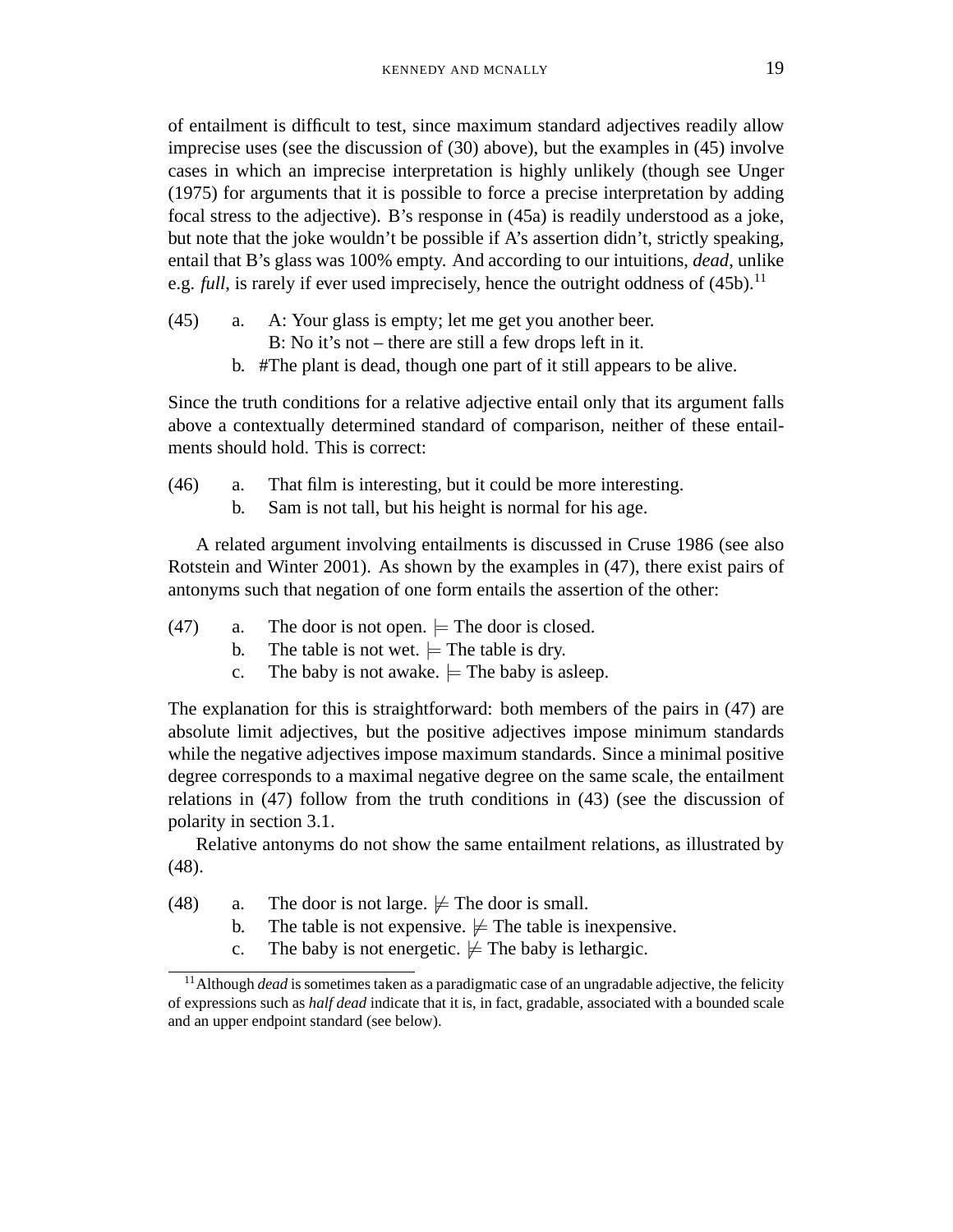of entailment is difficult to test, since maximum standard adjectives readily allow imprecise uses (see the discussion of (30) above), but the examples in (45) involve cases in which an imprecise interpretation is highly unlikely (though see Unger (1975) for arguments that it is possible to force a precise interpretation by adding focal stress to the adjective). B's response in (45a) is readily understood as a joke, but note that the joke wouldn't be possible if A's assertion didn't, strictly speaking, entail that B's glass was 100% empty. And according to our intuitions, *dead*, unlike e.g. *full*, is rarely if ever used imprecisely, hence the outright oddness of (45b).[11]

(45) a. A: Your glass is empty; let me get you another beer.
B: No it's not – there are still a few drops left in it.
b. #The plant is dead, though one part of it still appears to be alive.

Since the truth conditions for a relative adjective entail only that its argument falls above a contextually determined standard of comparison, neither of these entailments should hold. This is correct:

(46) a. That film is interesting, but it could be more interesting.
b. Sam is not tall, but his height is normal for his age.

A related argument involving entailments is discussed in Cruse 1986 (see also Rotstein and Winter 2001). As shown by the examples in (47), there exist pairs of antonyms such that negation of one form entails the assertion of the other:

(47) a. The door is not open. $\models$ The door is closed.
b. The table is not wet. $\models$ The table is dry.
c. The baby is not awake. $\models$ The baby is asleep.

The explanation for this is straightforward: both members of the pairs in (47) are absolute limit adjectives, but the positive adjectives impose minimum standards while the negative adjectives impose maximum standards. Since a minimal positive degree corresponds to a maximal negative degree on the same scale, the entailment relations in (47) follow from the truth conditions in (43) (see the discussion of polarity in section 3.1.

Relative antonyms do not show the same entailment relations, as illustrated by (48).

(48) a. The door is not large. $\not\models$ The door is small.
b. The table is not expensive. $\not\models$ The table is inexpensive.
c. The baby is not energetic. $\not\models$ The baby is lethargic.

[11] Although *dead* is sometimes taken as a paradigmatic case of an ungradable adjective, the felicity of expressions such as *half dead* indicate that it is, in fact, gradable, associated with a bounded scale and an upper endpoint standard (see below).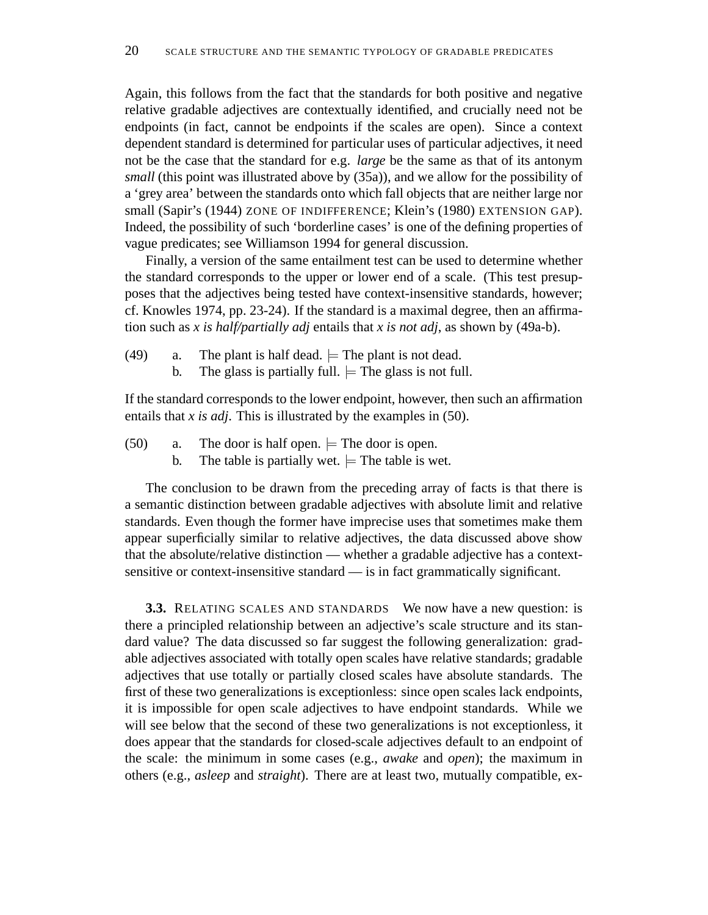Again, this follows from the fact that the standards for both positive and negative relative gradable adjectives are contextually identified, and crucially need not be endpoints (in fact, cannot be endpoints if the scales are open). Since a context dependent standard is determined for particular uses of particular adjectives, it need not be the case that the standard for e.g. *large* be the same as that of its antonym *small* (this point was illustrated above by (35a)), and we allow for the possibility of a 'grey area' between the standards onto which fall objects that are neither large nor small (Sapir's (1944) ZONE OF INDIFFERENCE; Klein's (1980) EXTENSION GAP). Indeed, the possibility of such 'borderline cases' is one of the defining properties of vague predicates; see Williamson 1994 for general discussion.

Finally, a version of the same entailment test can be used to determine whether the standard corresponds to the upper or lower end of a scale. (This test presupposes that the adjectives being tested have context-insensitive standards, however; cf. Knowles 1974, pp. 23-24). If the standard is a maximal degree, then an affirmation such as *x is half/partially adj* entails that *x is not adj*, as shown by (49a-b).

(49) a. The plant is half dead. $\models$ The plant is not dead.
  b. The glass is partially full. $\models$ The glass is not full.

If the standard corresponds to the lower endpoint, however, then such an affirmation entails that *x is adj*. This is illustrated by the examples in (50).

(50) a. The door is half open. $\models$ The door is open.
  b. The table is partially wet. $\models$ The table is wet.

The conclusion to be drawn from the preceding array of facts is that there is a semantic distinction between gradable adjectives with absolute limit and relative standards. Even though the former have imprecise uses that sometimes make them appear superficially similar to relative adjectives, the data discussed above show that the absolute/relative distinction — whether a gradable adjective has a context-sensitive or context-insensitive standard — is in fact grammatically significant.

**3.3.** RELATING SCALES AND STANDARDS We now have a new question: is there a principled relationship between an adjective's scale structure and its standard value? The data discussed so far suggest the following generalization: gradable adjectives associated with totally open scales have relative standards; gradable adjectives that use totally or partially closed scales have absolute standards. The first of these two generalizations is exceptionless: since open scales lack endpoints, it is impossible for open scale adjectives to have endpoint standards. While we will see below that the second of these two generalizations is not exceptionless, it does appear that the standards for closed-scale adjectives default to an endpoint of the scale: the minimum in some cases (e.g., *awake* and *open*); the maximum in others (e.g., *asleep* and *straight*). There are at least two, mutually compatible, ex-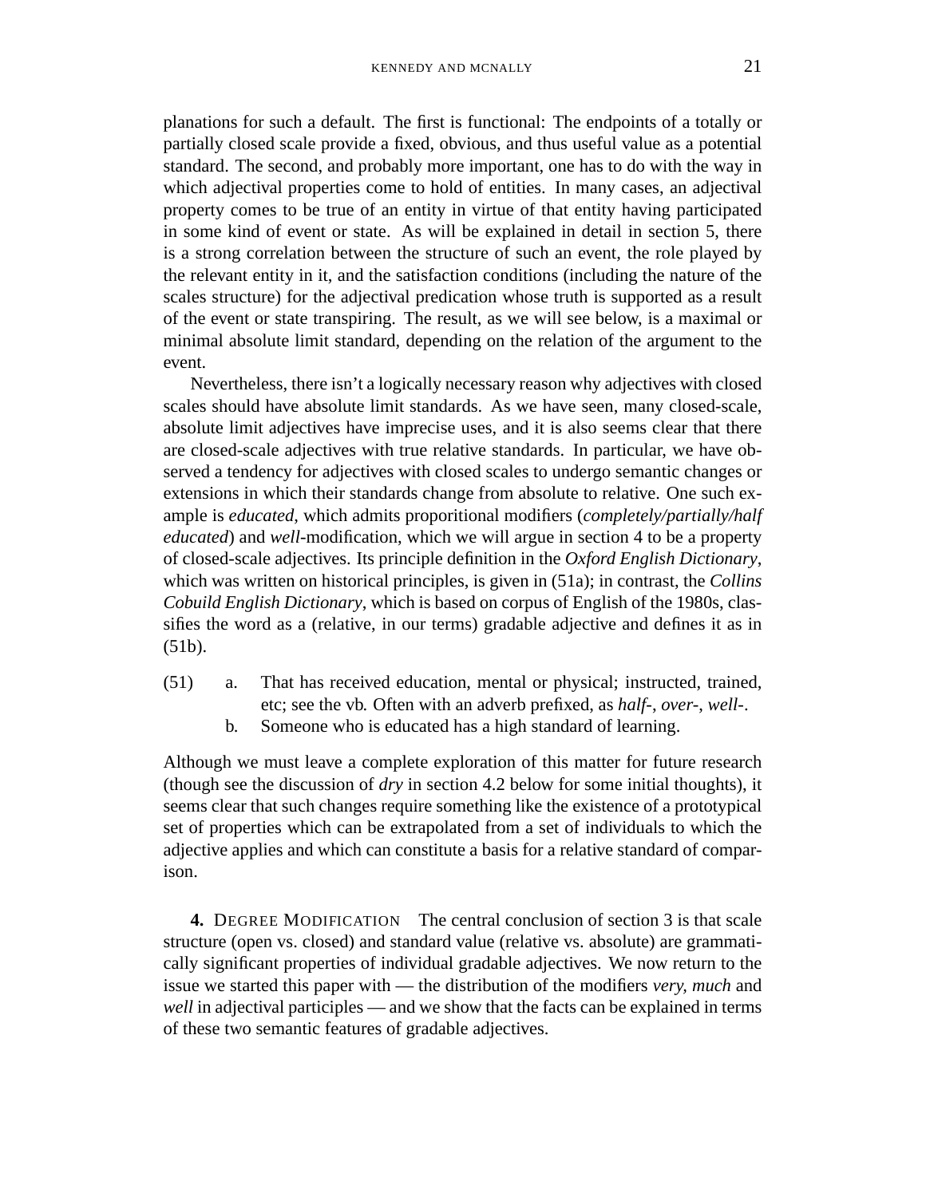planations for such a default. The first is functional: The endpoints of a totally or partially closed scale provide a fixed, obvious, and thus useful value as a potential standard. The second, and probably more important, one has to do with the way in which adjectival properties come to hold of entities. In many cases, an adjectival property comes to be true of an entity in virtue of that entity having participated in some kind of event or state. As will be explained in detail in section 5, there is a strong correlation between the structure of such an event, the role played by the relevant entity in it, and the satisfaction conditions (including the nature of the scales structure) for the adjectival predication whose truth is supported as a result of the event or state transpiring. The result, as we will see below, is a maximal or minimal absolute limit standard, depending on the relation of the argument to the event.

Nevertheless, there isn't a logically necessary reason why adjectives with closed scales should have absolute limit standards. As we have seen, many closed-scale, absolute limit adjectives have imprecise uses, and it is also seems clear that there are closed-scale adjectives with true relative standards. In particular, we have observed a tendency for adjectives with closed scales to undergo semantic changes or extensions in which their standards change from absolute to relative. One such example is *educated*, which admits proporitional modifiers (*completely/partially/half educated*) and *well*-modification, which we will argue in section 4 to be a property of closed-scale adjectives. Its principle definition in the *Oxford English Dictionary*, which was written on historical principles, is given in (51a); in contrast, the *Collins Cobuild English Dictionary*, which is based on corpus of English of the 1980s, classifies the word as a (relative, in our terms) gradable adjective and defines it as in (51b).

(51) a. That has received education, mental or physical; instructed, trained, etc; see the vb. Often with an adverb prefixed, as *half-*, *over-*, *well-*.
   b. Someone who is educated has a high standard of learning.

Although we must leave a complete exploration of this matter for future research (though see the discussion of *dry* in section 4.2 below for some initial thoughts), it seems clear that such changes require something like the existence of a prototypical set of properties which can be extrapolated from a set of individuals to which the adjective applies and which can constitute a basis for a relative standard of comparison.

## 4. Degree Modification

The central conclusion of section 3 is that scale structure (open vs. closed) and standard value (relative vs. absolute) are grammatically significant properties of individual gradable adjectives. We now return to the issue we started this paper with — the distribution of the modifiers *very, much* and *well* in adjectival participles — and we show that the facts can be explained in terms of these two semantic features of gradable adjectives.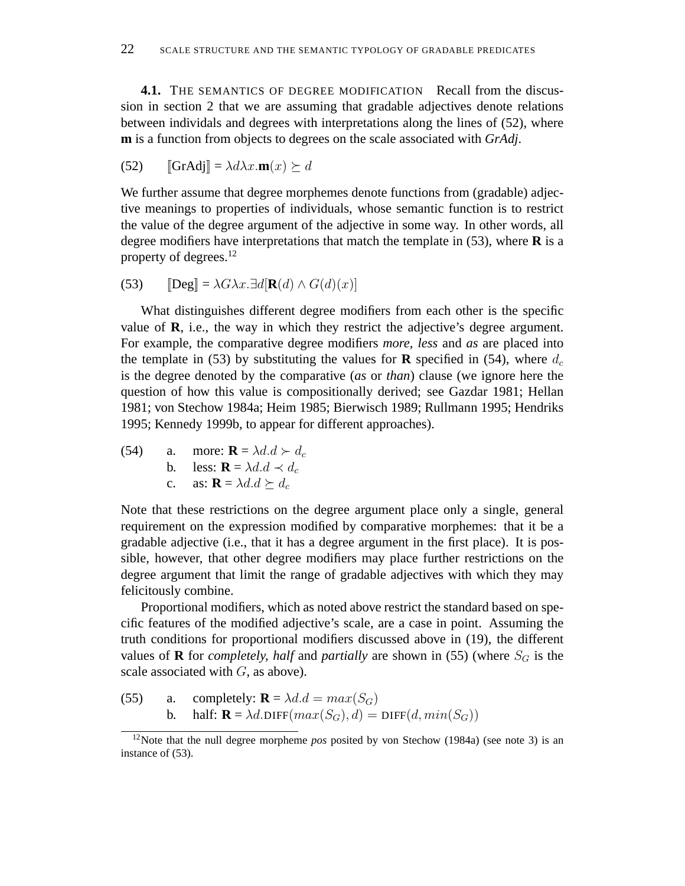**4.1.** THE SEMANTICS OF DEGREE MODIFICATION Recall from the discussion in section 2 that we are assuming that gradable adjectives denote relations between individuals and degrees with interpretations along the lines of (52), where **m** is a function from objects to degrees on the scale associated with *GrAdj*.

(52) $[\![\text{GrAdj}]\!] = \lambda d \lambda x.\mathbf{m}(x) \succeq d$

We further assume that degree morphemes denote functions from (gradable) adjective meanings to properties of individuals, whose semantic function is to restrict the value of the degree argument of the adjective in some way. In other words, all degree modifiers have interpretations that match the template in (53), where **R** is a property of degrees.[12]

(53) $[\![\text{Deg}]\!] = \lambda G \lambda x.\exists d[\mathbf{R}(d) \wedge G(d)(x)]$

What distinguishes different degree modifiers from each other is the specific value of **R**, i.e., the way in which they restrict the adjective's degree argument. For example, the comparative degree modifiers *more, less* and *as* are placed into the template in (53) by substituting the values for **R** specified in (54), where $d_c$ is the degree denoted by the comparative (*as* or *than*) clause (we ignore here the question of how this value is compositionally derived; see Gazdar 1981; Hellan 1981; von Stechow 1984a; Heim 1985; Bierwisch 1989; Rullmann 1995; Hendriks 1995; Kennedy 1999b, to appear for different approaches).

(54) a. more: $\mathbf{R} = \lambda d.d \succ d_c$
b. less: $\mathbf{R} = \lambda d.d \prec d_c$
c. as: $\mathbf{R} = \lambda d.d \succeq d_c$

Note that these restrictions on the degree argument place only a single, general requirement on the expression modified by comparative morphemes: that it be a gradable adjective (i.e., that it has a degree argument in the first place). It is possible, however, that other degree modifiers may place further restrictions on the degree argument that limit the range of gradable adjectives with which they may felicitously combine.

Proportional modifiers, which as noted above restrict the standard based on specific features of the modified adjective's scale, are a case in point. Assuming the truth conditions for proportional modifiers discussed above in (19), the different values of **R** for *completely, half* and *partially* are shown in (55) (where $S_G$ is the scale associated with $G$, as above).

(55) a. completely: $\mathbf{R} = \lambda d.d = max(S_G)$
b. half: $\mathbf{R} = \lambda d.\text{DIFF}(max(S_G), d) = \text{DIFF}(d, min(S_G))$

[12] Note that the null degree morpheme *pos* posited by von Stechow (1984a) (see note 3) is an instance of (53).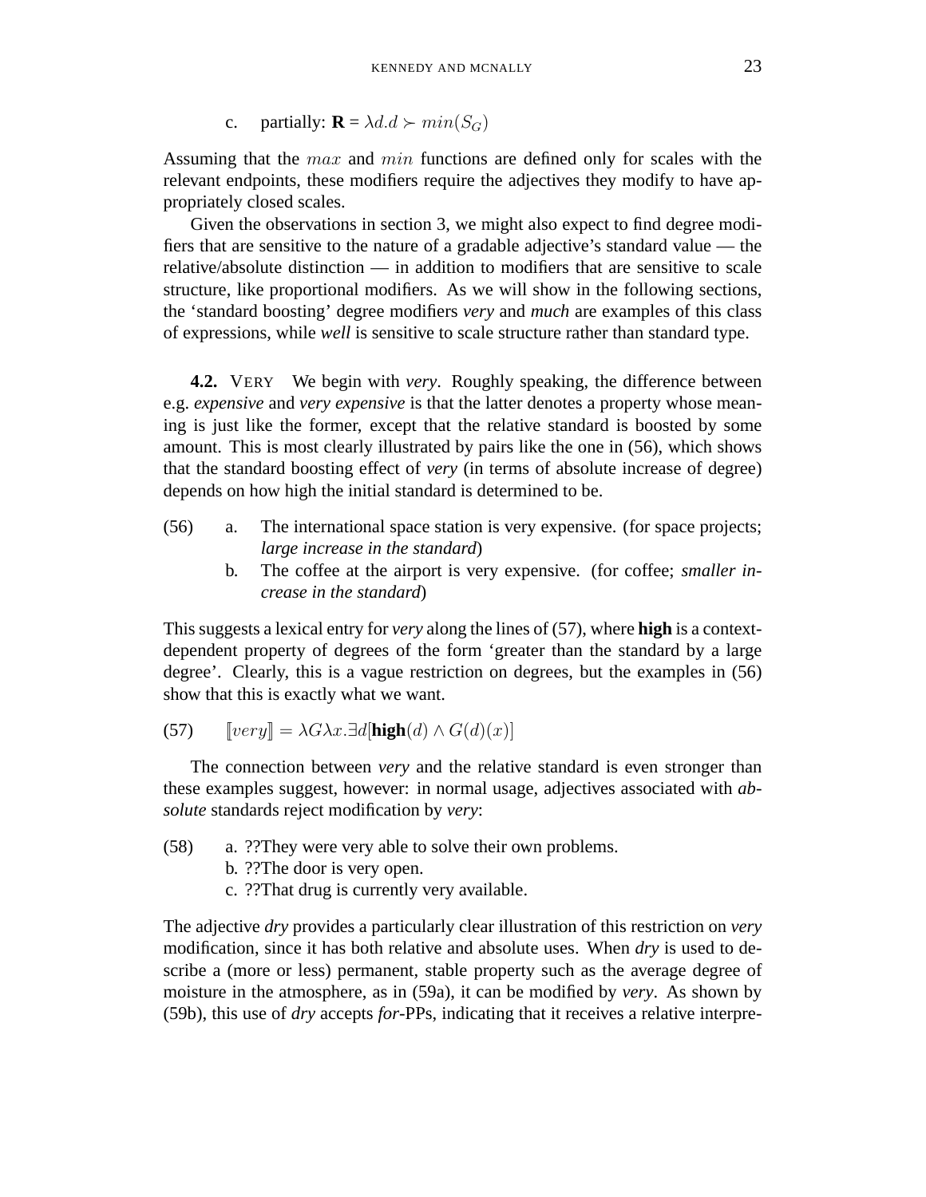c. partially: $\mathbf{R} = \lambda d.d \succ min(S_G)$

Assuming that the $max$ and $min$ functions are defined only for scales with the relevant endpoints, these modifiers require the adjectives they modify to have appropriately closed scales.

Given the observations in section 3, we might also expect to find degree modifiers that are sensitive to the nature of a gradable adjective's standard value — the relative/absolute distinction — in addition to modifiers that are sensitive to scale structure, like proportional modifiers. As we will show in the following sections, the 'standard boosting' degree modifiers *very* and *much* are examples of this class of expressions, while *well* is sensitive to scale structure rather than standard type.

**4.2.** VERY We begin with *very*. Roughly speaking, the difference between e.g. *expensive* and *very expensive* is that the latter denotes a property whose meaning is just like the former, except that the relative standard is boosted by some amount. This is most clearly illustrated by pairs like the one in (56), which shows that the standard boosting effect of *very* (in terms of absolute increase of degree) depends on how high the initial standard is determined to be.

(56) a. The international space station is very expensive. (for space projects; *large increase in the standard*)

b. The coffee at the airport is very expensive. (for coffee; *smaller increase in the standard*)

This suggests a lexical entry for *very* along the lines of (57), where **high** is a context-dependent property of degrees of the form 'greater than the standard by a large degree'. Clearly, this is a vague restriction on degrees, but the examples in (56) show that this is exactly what we want.

(57) $[\![very]\!] = \lambda G \lambda x.\exists d[\mathbf{high}(d) \wedge G(d)(x)]$

The connection between *very* and the relative standard is even stronger than these examples suggest, however: in normal usage, adjectives associated with *absolute* standards reject modification by *very*:

(58) a. ??They were very able to solve their own problems.

b. ??The door is very open.

c. ??That drug is currently very available.

The adjective *dry* provides a particularly clear illustration of this restriction on *very* modification, since it has both relative and absolute uses. When *dry* is used to describe a (more or less) permanent, stable property such as the average degree of moisture in the atmosphere, as in (59a), it can be modified by *very*. As shown by (59b), this use of *dry* accepts *for*-PPs, indicating that it receives a relative interpre-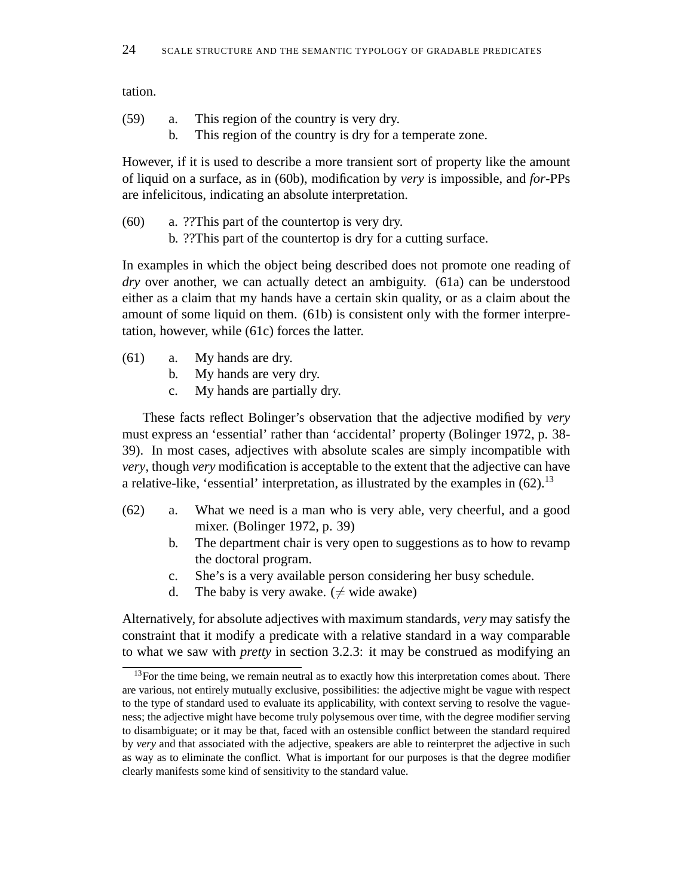tation.

(59) a. This region of the country is very dry.
b. This region of the country is dry for a temperate zone.

However, if it is used to describe a more transient sort of property like the amount of liquid on a surface, as in (60b), modification by *very* is impossible, and *for*-PPs are infelicitous, indicating an absolute interpretation.

(60) a. ??This part of the countertop is very dry.
b. ??This part of the countertop is dry for a cutting surface.

In examples in which the object being described does not promote one reading of *dry* over another, we can actually detect an ambiguity. (61a) can be understood either as a claim that my hands have a certain skin quality, or as a claim about the amount of some liquid on them. (61b) is consistent only with the former interpretation, however, while (61c) forces the latter.

(61) a. My hands are dry.
b. My hands are very dry.
c. My hands are partially dry.

These facts reflect Bolinger's observation that the adjective modified by *very* must express an 'essential' rather than 'accidental' property (Bolinger 1972, p. 38-39). In most cases, adjectives with absolute scales are simply incompatible with *very*, though *very* modification is acceptable to the extent that the adjective can have a relative-like, 'essential' interpretation, as illustrated by the examples in (62).[13]

(62) a. What we need is a man who is very able, very cheerful, and a good mixer. (Bolinger 1972, p. 39)
b. The department chair is very open to suggestions as to how to revamp the doctoral program.
c. She's is a very available person considering her busy schedule.
d. The baby is very awake. ($\neq$ wide awake)

Alternatively, for absolute adjectives with maximum standards, *very* may satisfy the constraint that it modify a predicate with a relative standard in a way comparable to what we saw with *pretty* in section 3.2.3: it may be construed as modifying an

[13] For the time being, we remain neutral as to exactly how this interpretation comes about. There are various, not entirely mutually exclusive, possibilities: the adjective might be vague with respect to the type of standard used to evaluate its applicability, with context serving to resolve the vagueness; the adjective might have become truly polysemous over time, with the degree modifier serving to disambiguate; or it may be that, faced with an ostensible conflict between the standard required by *very* and that associated with the adjective, speakers are able to reinterpret the adjective in such as way as to eliminate the conflict. What is important for our purposes is that the degree modifier clearly manifests some kind of sensitivity to the standard value.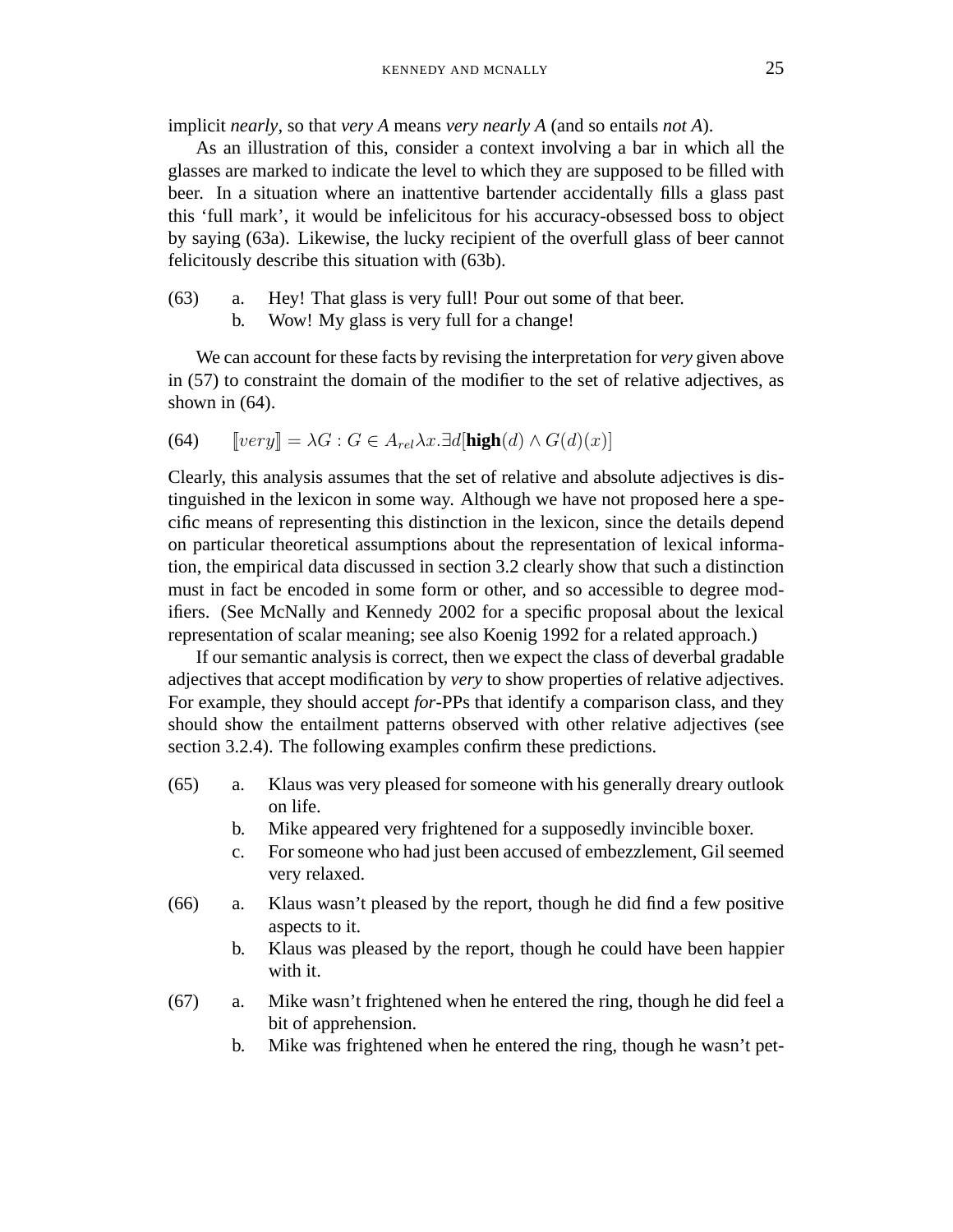implicit *nearly*, so that *very A* means *very nearly A* (and so entails *not A*).

As an illustration of this, consider a context involving a bar in which all the glasses are marked to indicate the level to which they are supposed to be filled with beer. In a situation where an inattentive bartender accidentally fills a glass past this 'full mark', it would be infelicitous for his accuracy-obsessed boss to object by saying (63a). Likewise, the lucky recipient of the overfull glass of beer cannot felicitously describe this situation with (63b).

(63) a. Hey! That glass is very full! Pour out some of that beer.
 b. Wow! My glass is very full for a change!

We can account for these facts by revising the interpretation for *very* given above in (57) to constraint the domain of the modifier to the set of relative adjectives, as shown in (64).

(64) $[\![very]\!] = \lambda G : G \in A_{rel}\lambda x.\exists d[\textbf{high}(d) \wedge G(d)(x)]$

Clearly, this analysis assumes that the set of relative and absolute adjectives is distinguished in the lexicon in some way. Although we have not proposed here a specific means of representing this distinction in the lexicon, since the details depend on particular theoretical assumptions about the representation of lexical information, the empirical data discussed in section 3.2 clearly show that such a distinction must in fact be encoded in some form or other, and so accessible to degree modifiers. (See McNally and Kennedy 2002 for a specific proposal about the lexical representation of scalar meaning; see also Koenig 1992 for a related approach.)

If our semantic analysis is correct, then we expect the class of deverbal gradable adjectives that accept modification by *very* to show properties of relative adjectives. For example, they should accept *for*-PPs that identify a comparison class, and they should show the entailment patterns observed with other relative adjectives (see section 3.2.4). The following examples confirm these predictions.

(65) a. Klaus was very pleased for someone with his generally dreary outlook on life.
 b. Mike appeared very frightened for a supposedly invincible boxer.
 c. For someone who had just been accused of embezzlement, Gil seemed very relaxed.

(66) a. Klaus wasn't pleased by the report, though he did find a few positive aspects to it.
 b. Klaus was pleased by the report, though he could have been happier with it.

(67) a. Mike wasn't frightened when he entered the ring, though he did feel a bit of apprehension.
 b. Mike was frightened when he entered the ring, though he wasn't pet-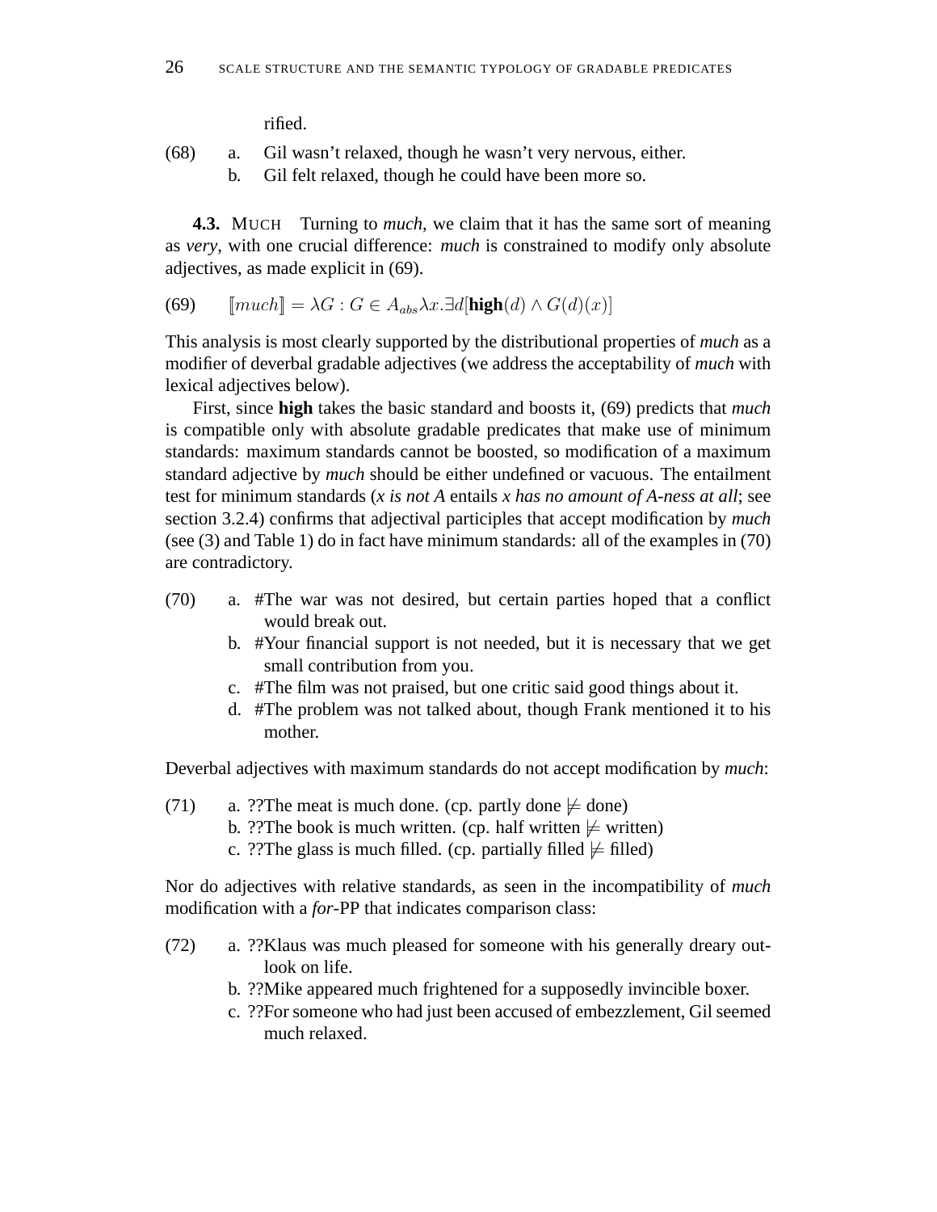rified.

(68) a. Gil wasn't relaxed, though he wasn't very nervous, either.
b. Gil felt relaxed, though he could have been more so.

**4.3.** MUCH Turning to *much*, we claim that it has the same sort of meaning as *very*, with one crucial difference: *much* is constrained to modify only absolute adjectives, as made explicit in (69).

(69) $[\![much]\!] = \lambda G : G \in A_{abs} \lambda x.\exists d[\textbf{high}(d) \wedge G(d)(x)]$

This analysis is most clearly supported by the distributional properties of *much* as a modifier of deverbal gradable adjectives (we address the acceptability of *much* with lexical adjectives below).

First, since **high** takes the basic standard and boosts it, (69) predicts that *much* is compatible only with absolute gradable predicates that make use of minimum standards: maximum standards cannot be boosted, so modification of a maximum standard adjective by *much* should be either undefined or vacuous. The entailment test for minimum standards (*x is not A* entails *x has no amount of A-ness at all*; see section 3.2.4) confirms that adjectival participles that accept modification by *much* (see (3) and Table 1) do in fact have minimum standards: all of the examples in (70) are contradictory.

(70) a. #The war was not desired, but certain parties hoped that a conflict would break out.
b. #Your financial support is not needed, but it is necessary that we get small contribution from you.
c. #The film was not praised, but one critic said good things about it.
d. #The problem was not talked about, though Frank mentioned it to his mother.

Deverbal adjectives with maximum standards do not accept modification by *much*:

(71) a. ??The meat is much done. (cp. partly done $\not\models$ done)
b. ??The book is much written. (cp. half written $\not\models$ written)
c. ??The glass is much filled. (cp. partially filled $\not\models$ filled)

Nor do adjectives with relative standards, as seen in the incompatibility of *much* modification with a *for*-PP that indicates comparison class:

(72) a. ??Klaus was much pleased for someone with his generally dreary outlook on life.
b. ??Mike appeared much frightened for a supposedly invincible boxer.
c. ??For someone who had just been accused of embezzlement, Gil seemed much relaxed.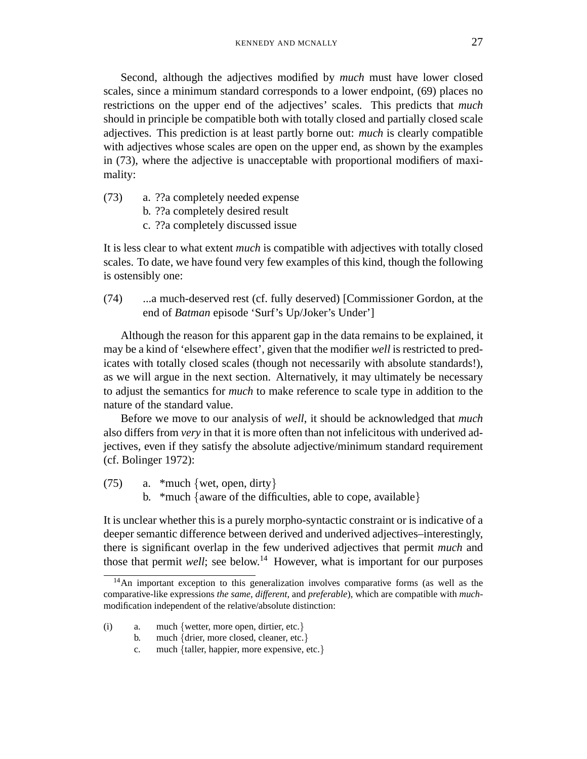Second, although the adjectives modified by *much* must have lower closed scales, since a minimum standard corresponds to a lower endpoint, (69) places no restrictions on the upper end of the adjectives' scales. This predicts that *much* should in principle be compatible both with totally closed and partially closed scale adjectives. This prediction is at least partly borne out: *much* is clearly compatible with adjectives whose scales are open on the upper end, as shown by the examples in (73), where the adjective is unacceptable with proportional modifiers of maximality:

(73) a. ??a completely needed expense
 b. ??a completely desired result
 c. ??a completely discussed issue

It is less clear to what extent *much* is compatible with adjectives with totally closed scales. To date, we have found very few examples of this kind, though the following is ostensibly one:

(74) ...a much-deserved rest (cf. fully deserved) [Commissioner Gordon, at the end of *Batman* episode 'Surf's Up/Joker's Under']

Although the reason for this apparent gap in the data remains to be explained, it may be a kind of 'elsewhere effect', given that the modifier *well* is restricted to predicates with totally closed scales (though not necessarily with absolute standards!), as we will argue in the next section. Alternatively, it may ultimately be necessary to adjust the semantics for *much* to make reference to scale type in addition to the nature of the standard value.

Before we move to our analysis of *well*, it should be acknowledged that *much* also differs from *very* in that it is more often than not infelicitous with underived adjectives, even if they satisfy the absolute adjective/minimum standard requirement (cf. Bolinger 1972):

(75) a. *much {wet, open, dirty}
 b. *much {aware of the difficulties, able to cope, available}

It is unclear whether this is a purely morpho-syntactic constraint or is indicative of a deeper semantic difference between derived and underived adjectives–interestingly, there is significant overlap in the few underived adjectives that permit *much* and those that permit *well*; see below.[14] However, what is important for our purposes

---

[14] An important exception to this generalization involves comparative forms (as well as the comparative-like expressions *the same*, *different*, and *preferable*), which are compatible with *much*-modification independent of the relative/absolute distinction:

(i) a. much {wetter, more open, dirtier, etc.}
 b. much {drier, more closed, cleaner, etc.}
 c. much {taller, happier, more expensive, etc.}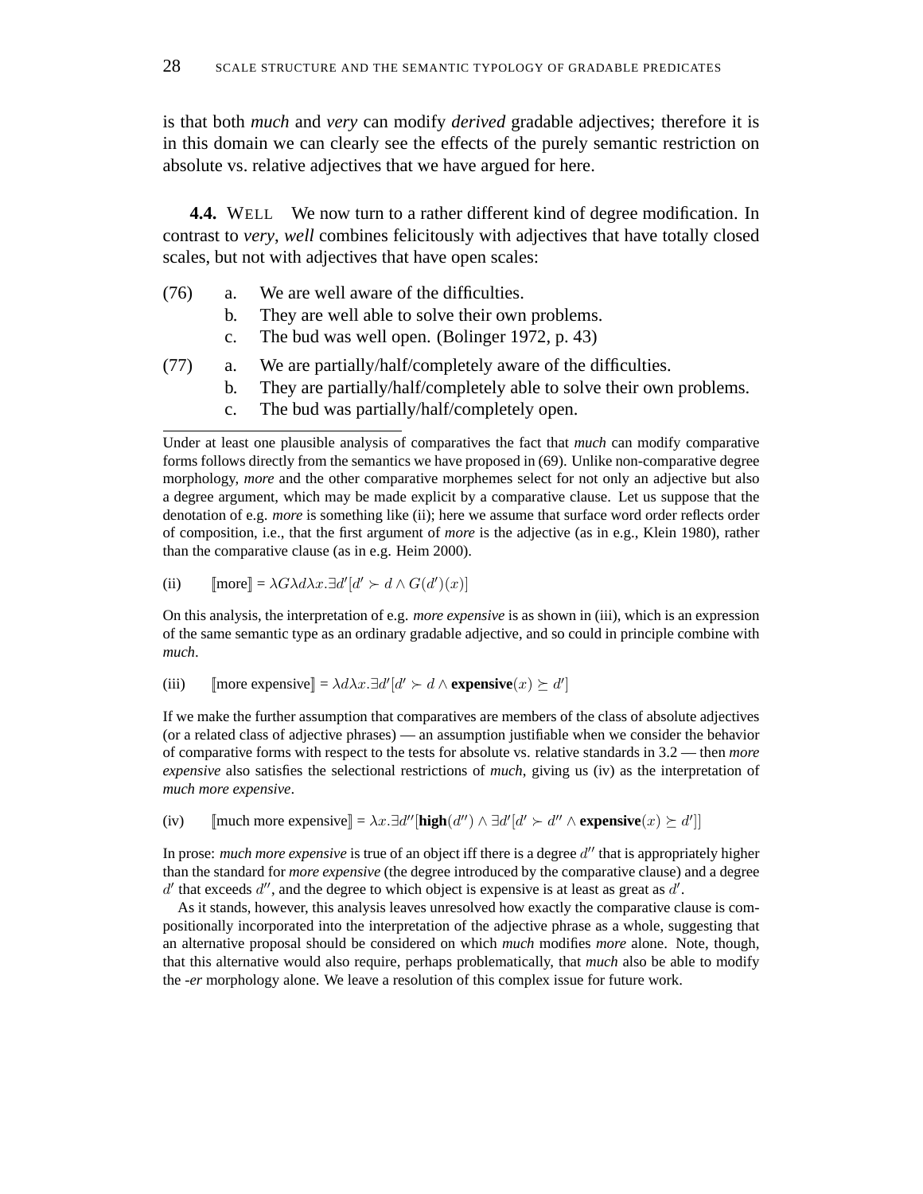is that both *much* and *very* can modify *derived* gradable adjectives; therefore it is in this domain we can clearly see the effects of the purely semantic restriction on absolute vs. relative adjectives that we have argued for here.

**4.4.** WELL   We now turn to a rather different kind of degree modification. In contrast to *very*, *well* combines felicitously with adjectives that have totally closed scales, but not with adjectives that have open scales:

(76) a. We are well aware of the difficulties.
  b. They are well able to solve their own problems.
  c. The bud was well open. (Bolinger 1972, p. 43)

(77) a. We are partially/half/completely aware of the difficulties.
  b. They are partially/half/completely able to solve their own problems.
  c. The bud was partially/half/completely open.

---

Under at least one plausible analysis of comparatives the fact that *much* can modify comparative forms follows directly from the semantics we have proposed in (69). Unlike non-comparative degree morphology, *more* and the other comparative morphemes select for not only an adjective but also a degree argument, which may be made explicit by a comparative clause. Let us suppose that the denotation of e.g. *more* is something like (ii); here we assume that surface word order reflects order of composition, i.e., that the first argument of *more* is the adjective (as in e.g., Klein 1980), rather than the comparative clause (as in e.g. Heim 2000).

(ii) $[\![\text{more}]\!] = \lambda G \lambda d \lambda x. \exists d'[d' \succ d \wedge G(d')(x)]$

On this analysis, the interpretation of e.g. *more expensive* is as shown in (iii), which is an expression of the same semantic type as an ordinary gradable adjective, and so could in principle combine with *much*.

(iii) $[\![\text{more expensive}]\!] = \lambda d \lambda x. \exists d'[d' \succ d \wedge \textbf{expensive}(x) \succeq d']$

If we make the further assumption that comparatives are members of the class of absolute adjectives (or a related class of adjective phrases) — an assumption justifiable when we consider the behavior of comparative forms with respect to the tests for absolute vs. relative standards in 3.2 — then *more expensive* also satisfies the selectional restrictions of *much*, giving us (iv) as the interpretation of *much more expensive*.

(iv) $[\![\text{much more expensive}]\!] = \lambda x. \exists d''[\textbf{high}(d'') \wedge \exists d'[d' \succ d'' \wedge \textbf{expensive}(x) \succeq d']]$

In prose: *much more expensive* is true of an object iff there is a degree $d''$ that is appropriately higher than the standard for *more expensive* (the degree introduced by the comparative clause) and a degree $d'$ that exceeds $d''$, and the degree to which object is expensive is at least as great as $d'$.

As it stands, however, this analysis leaves unresolved how exactly the comparative clause is compositionally incorporated into the interpretation of the adjective phrase as a whole, suggesting that an alternative proposal should be considered on which *much* modifies *more* alone. Note, though, that this alternative would also require, perhaps problematically, that *much* also be able to modify the *-er* morphology alone. We leave a resolution of this complex issue for future work.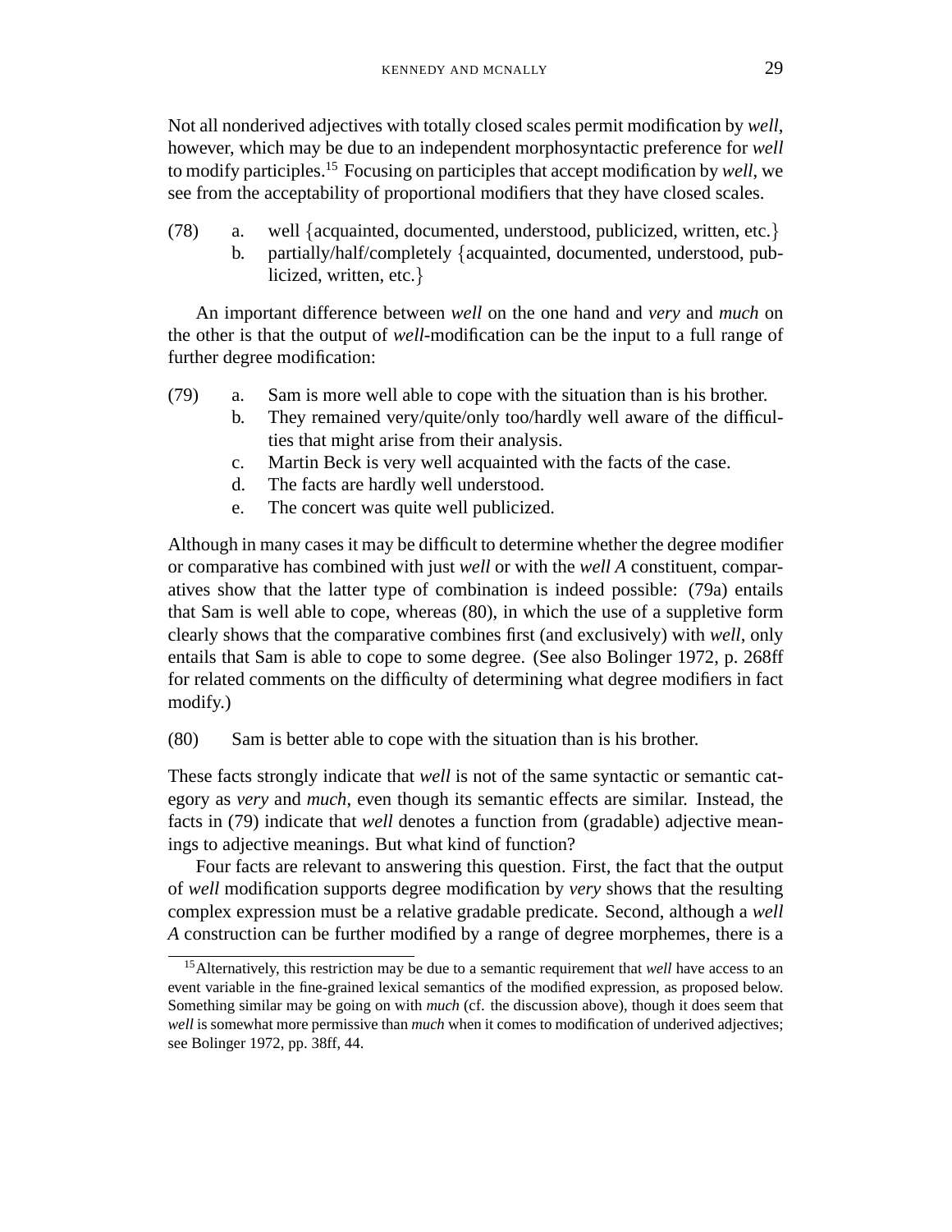Not all nonderived adjectives with totally closed scales permit modification by *well*, however, which may be due to an independent morphosyntactic preference for *well* to modify participles.[15] Focusing on participles that accept modification by *well*, we see from the acceptability of proportional modifiers that they have closed scales.

(78) a. well {acquainted, documented, understood, publicized, written, etc.}
  b. partially/half/completely {acquainted, documented, understood, publicized, written, etc.}

An important difference between *well* on the one hand and *very* and *much* on the other is that the output of *well*-modification can be the input to a full range of further degree modification:

(79) a. Sam is more well able to cope with the situation than is his brother.
  b. They remained very/quite/only too/hardly well aware of the difficulties that might arise from their analysis.
  c. Martin Beck is very well acquainted with the facts of the case.
  d. The facts are hardly well understood.
  e. The concert was quite well publicized.

Although in many cases it may be difficult to determine whether the degree modifier or comparative has combined with just *well* or with the *well A* constituent, comparatives show that the latter type of combination is indeed possible: (79a) entails that Sam is well able to cope, whereas (80), in which the use of a suppletive form clearly shows that the comparative combines first (and exclusively) with *well*, only entails that Sam is able to cope to some degree. (See also Bolinger 1972, p. 268ff for related comments on the difficulty of determining what degree modifiers in fact modify.)

(80) Sam is better able to cope with the situation than is his brother.

These facts strongly indicate that *well* is not of the same syntactic or semantic category as *very* and *much*, even though its semantic effects are similar. Instead, the facts in (79) indicate that *well* denotes a function from (gradable) adjective meanings to adjective meanings. But what kind of function?

Four facts are relevant to answering this question. First, the fact that the output of *well* modification supports degree modification by *very* shows that the resulting complex expression must be a relative gradable predicate. Second, although a *well A* construction can be further modified by a range of degree morphemes, there is a

[15] Alternatively, this restriction may be due to a semantic requirement that *well* have access to an event variable in the fine-grained lexical semantics of the modified expression, as proposed below. Something similar may be going on with *much* (cf. the discussion above), though it does seem that *well* is somewhat more permissive than *much* when it comes to modification of underived adjectives; see Bolinger 1972, pp. 38ff, 44.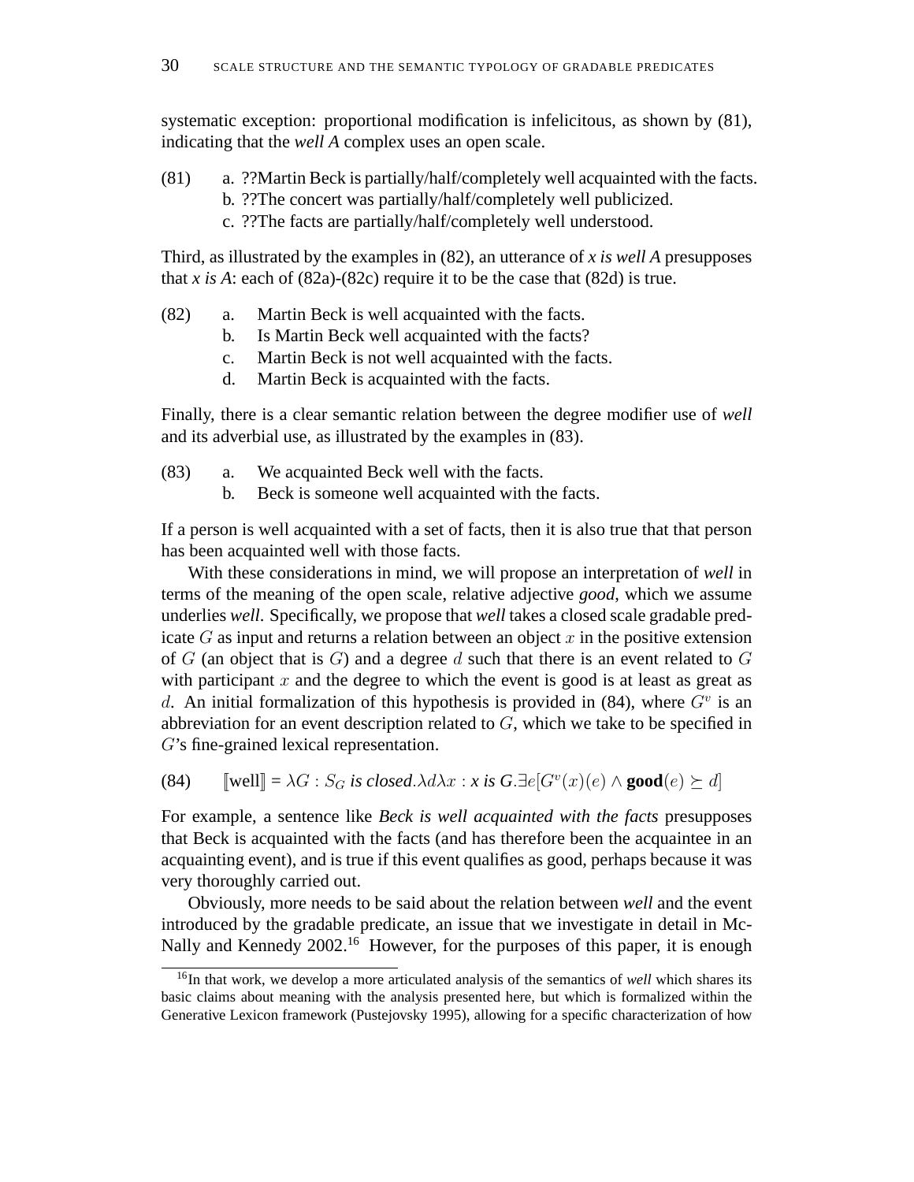systematic exception: proportional modification is infelicitous, as shown by (81), indicating that the *well A* complex uses an open scale.

(81) a. ??Martin Beck is partially/half/completely well acquainted with the facts.
 b. ??The concert was partially/half/completely well publicized.
 c. ??The facts are partially/half/completely well understood.

Third, as illustrated by the examples in (82), an utterance of *x is well A* presupposes that *x is A*: each of (82a)-(82c) require it to be the case that (82d) is true.

(82) a. Martin Beck is well acquainted with the facts.
 b. Is Martin Beck well acquainted with the facts?
 c. Martin Beck is not well acquainted with the facts.
 d. Martin Beck is acquainted with the facts.

Finally, there is a clear semantic relation between the degree modifier use of *well* and its adverbial use, as illustrated by the examples in (83).

(83) a. We acquainted Beck well with the facts.
 b. Beck is someone well acquainted with the facts.

If a person is well acquainted with a set of facts, then it is also true that that person has been acquainted well with those facts.

With these considerations in mind, we will propose an interpretation of *well* in terms of the meaning of the open scale, relative adjective *good*, which we assume underlies *well*. Specifically, we propose that *well* takes a closed scale gradable predicate $G$ as input and returns a relation between an object $x$ in the positive extension of $G$ (an object that is $G$) and a degree $d$ such that there is an event related to $G$ with participant $x$ and the degree to which the event is good is at least as great as $d$. An initial formalization of this hypothesis is provided in (84), where $G^v$ is an abbreviation for an event description related to $G$, which we take to be specified in $G$'s fine-grained lexical representation.

(84) $[\![\text{well}]\!] = \lambda G : S_G \textit{ is closed}.\lambda d \lambda x : x \textit{ is } G.\exists e[G^v(x)(e) \wedge \textbf{good}(e) \succeq d]$

For example, a sentence like *Beck is well acquainted with the facts* presupposes that Beck is acquainted with the facts (and has therefore been the acquaintee in an acquainting event), and is true if this event qualifies as good, perhaps because it was very thoroughly carried out.

Obviously, more needs to be said about the relation between *well* and the event introduced by the gradable predicate, an issue that we investigate in detail in McNally and Kennedy 2002.[16] However, for the purposes of this paper, it is enough

[16] In that work, we develop a more articulated analysis of the semantics of *well* which shares its basic claims about meaning with the analysis presented here, but which is formalized within the Generative Lexicon framework (Pustejovsky 1995), allowing for a specific characterization of how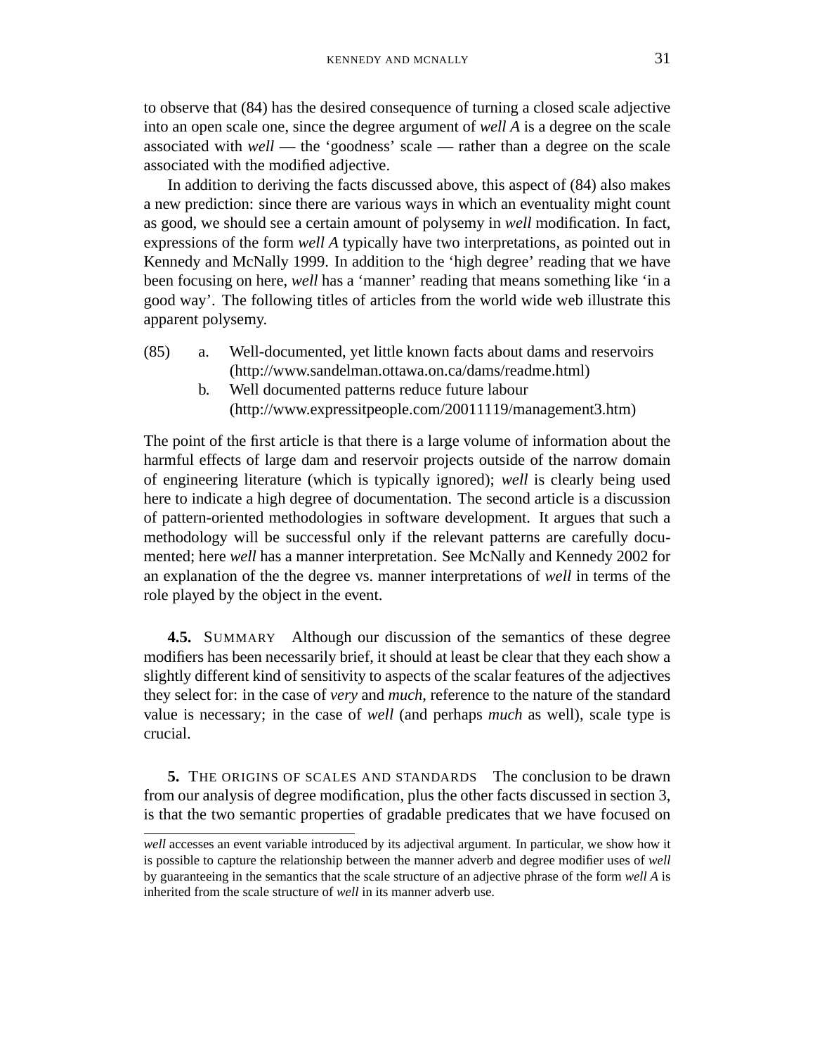to observe that (84) has the desired consequence of turning a closed scale adjective into an open scale one, since the degree argument of *well A* is a degree on the scale associated with *well* — the 'goodness' scale — rather than a degree on the scale associated with the modified adjective.

In addition to deriving the facts discussed above, this aspect of (84) also makes a new prediction: since there are various ways in which an eventuality might count as good, we should see a certain amount of polysemy in *well* modification. In fact, expressions of the form *well A* typically have two interpretations, as pointed out in Kennedy and McNally 1999. In addition to the 'high degree' reading that we have been focusing on here, *well* has a 'manner' reading that means something like 'in a good way'. The following titles of articles from the world wide web illustrate this apparent polysemy.

(85) a. Well-documented, yet little known facts about dams and reservoirs (http://www.sandelman.ottawa.on.ca/dams/readme.html)
  b. Well documented patterns reduce future labour (http://www.expressitpeople.com/20011119/management3.htm)

The point of the first article is that there is a large volume of information about the harmful effects of large dam and reservoir projects outside of the narrow domain of engineering literature (which is typically ignored); *well* is clearly being used here to indicate a high degree of documentation. The second article is a discussion of pattern-oriented methodologies in software development. It argues that such a methodology will be successful only if the relevant patterns are carefully documented; here *well* has a manner interpretation. See McNally and Kennedy 2002 for an explanation of the the degree vs. manner interpretations of *well* in terms of the role played by the object in the event.

**4.5.** SUMMARY Although our discussion of the semantics of these degree modifiers has been necessarily brief, it should at least be clear that they each show a slightly different kind of sensitivity to aspects of the scalar features of the adjectives they select for: in the case of *very* and *much*, reference to the nature of the standard value is necessary; in the case of *well* (and perhaps *much* as well), scale type is crucial.

**5.** THE ORIGINS OF SCALES AND STANDARDS The conclusion to be drawn from our analysis of degree modification, plus the other facts discussed in section 3, is that the two semantic properties of gradable predicates that we have focused on

---

*well* accesses an event variable introduced by its adjectival argument. In particular, we show how it is possible to capture the relationship between the manner adverb and degree modifier uses of *well* by guaranteeing in the semantics that the scale structure of an adjective phrase of the form *well A* is inherited from the scale structure of *well* in its manner adverb use.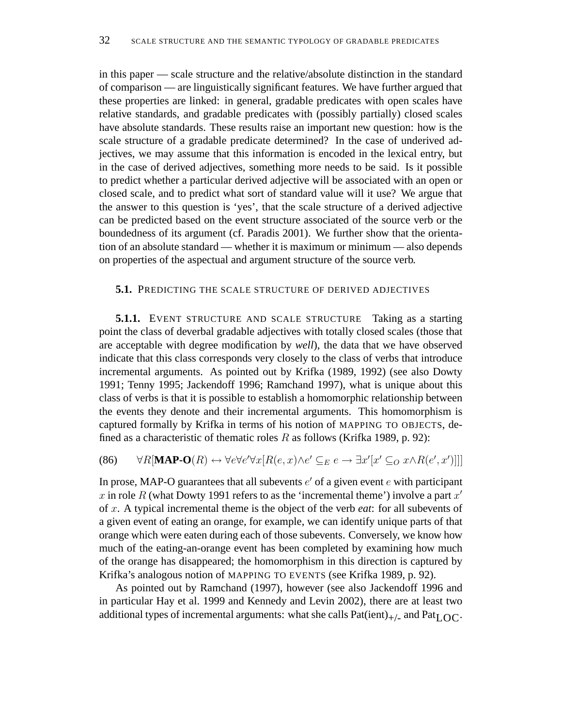in this paper — scale structure and the relative/absolute distinction in the standard of comparison — are linguistically significant features. We have further argued that these properties are linked: in general, gradable predicates with open scales have relative standards, and gradable predicates with (possibly partially) closed scales have absolute standards. These results raise an important new question: how is the scale structure of a gradable predicate determined? In the case of underived adjectives, we may assume that this information is encoded in the lexical entry, but in the case of derived adjectives, something more needs to be said. Is it possible to predict whether a particular derived adjective will be associated with an open or closed scale, and to predict what sort of standard value will it use? We argue that the answer to this question is 'yes', that the scale structure of a derived adjective can be predicted based on the event structure associated of the source verb or the boundedness of its argument (cf. Paradis 2001). We further show that the orientation of an absolute standard — whether it is maximum or minimum — also depends on properties of the aspectual and argument structure of the source verb.

### 5.1. PREDICTING THE SCALE STRUCTURE OF DERIVED ADJECTIVES

**5.1.1.** EVENT STRUCTURE AND SCALE STRUCTURE Taking as a starting point the class of deverbal gradable adjectives with totally closed scales (those that are acceptable with degree modification by *well*), the data that we have observed indicate that this class corresponds very closely to the class of verbs that introduce incremental arguments. As pointed out by Krifka (1989, 1992) (see also Dowty 1991; Tenny 1995; Jackendoff 1996; Ramchand 1997), what is unique about this class of verbs is that it is possible to establish a homomorphic relationship between the events they denote and their incremental arguments. This homomorphism is captured formally by Krifka in terms of his notion of MAPPING TO OBJECTS, defined as a characteristic of thematic roles $R$ as follows (Krifka 1989, p. 92):

(86) $\forall R[\textbf{MAP-O}(R) \leftrightarrow \forall e \forall e' \forall x[R(e,x) \wedge e' \subseteq_E e \rightarrow \exists x'[x' \subseteq_O x \wedge R(e',x')]]]$

In prose, MAP-O guarantees that all subevents $e'$ of a given event $e$ with participant $x$ in role $R$ (what Dowty 1991 refers to as the 'incremental theme') involve a part $x'$ of $x$. A typical incremental theme is the object of the verb *eat*: for all subevents of a given event of eating an orange, for example, we can identify unique parts of that orange which were eaten during each of those subevents. Conversely, we know how much of the eating-an-orange event has been completed by examining how much of the orange has disappeared; the homomorphism in this direction is captured by Krifka's analogous notion of MAPPING TO EVENTS (see Krifka 1989, p. 92).

As pointed out by Ramchand (1997), however (see also Jackendoff 1996 and in particular Hay et al. 1999 and Kennedy and Levin 2002), there are at least two additional types of incremental arguments: what she calls Pat(ient)$_{+/-}$ and Pat$_{LOC}$.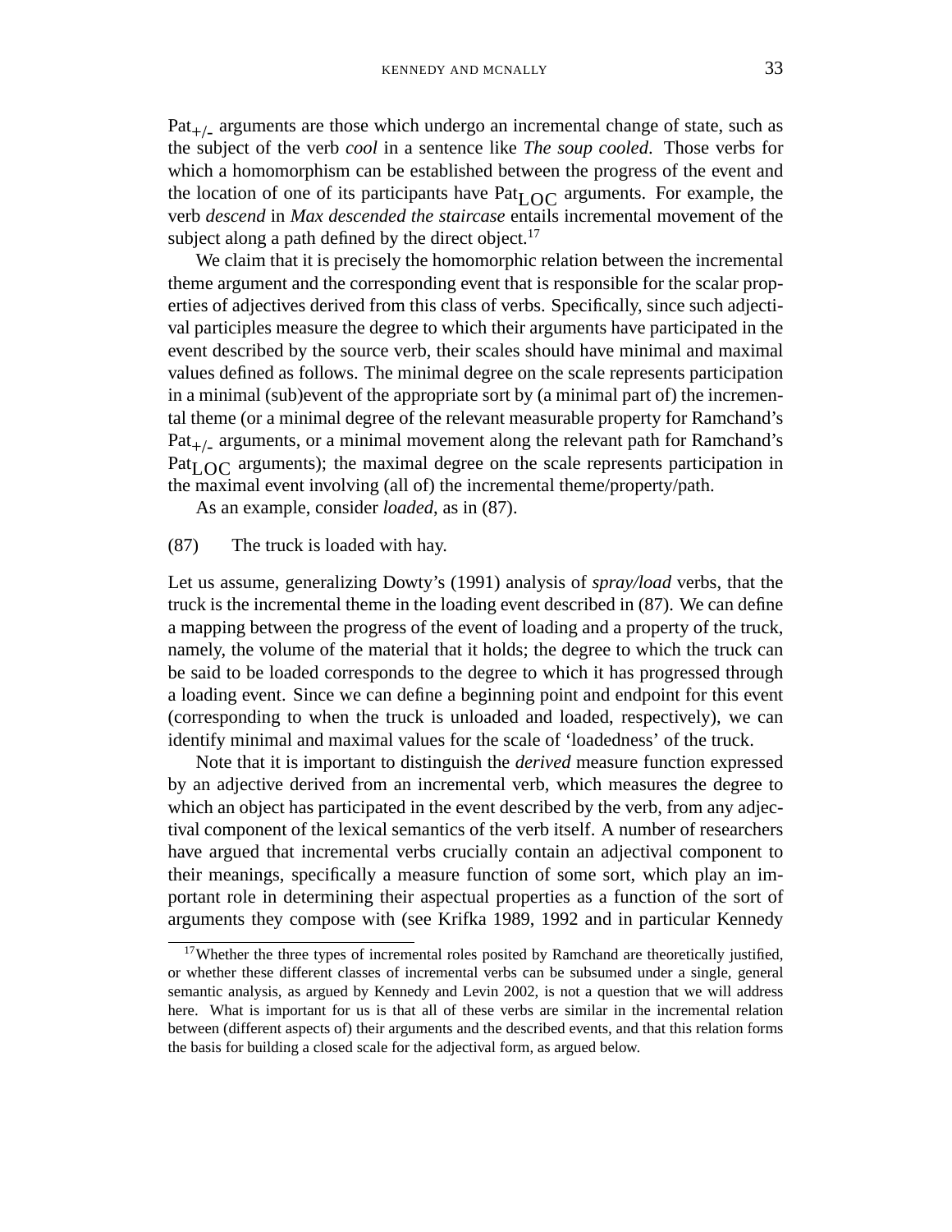$\text{Pat}_{+/-}$ arguments are those which undergo an incremental change of state, such as the subject of the verb *cool* in a sentence like *The soup cooled*. Those verbs for which a homomorphism can be established between the progress of the event and the location of one of its participants have $\text{Pat}_{\text{LOC}}$ arguments. For example, the verb *descend* in *Max descended the staircase* entails incremental movement of the subject along a path defined by the direct object.[17]

We claim that it is precisely the homomorphic relation between the incremental theme argument and the corresponding event that is responsible for the scalar properties of adjectives derived from this class of verbs. Specifically, since such adjectival participles measure the degree to which their arguments have participated in the event described by the source verb, their scales should have minimal and maximal values defined as follows. The minimal degree on the scale represents participation in a minimal (sub)event of the appropriate sort by (a minimal part of) the incremental theme (or a minimal degree of the relevant measurable property for Ramchand's $\text{Pat}_{+/-}$ arguments, or a minimal movement along the relevant path for Ramchand's $\text{Pat}_{\text{LOC}}$ arguments); the maximal degree on the scale represents participation in the maximal event involving (all of) the incremental theme/property/path.

As an example, consider *loaded*, as in (87).

(87) The truck is loaded with hay.

Let us assume, generalizing Dowty's (1991) analysis of *spray/load* verbs, that the truck is the incremental theme in the loading event described in (87). We can define a mapping between the progress of the event of loading and a property of the truck, namely, the volume of the material that it holds; the degree to which the truck can be said to be loaded corresponds to the degree to which it has progressed through a loading event. Since we can define a beginning point and endpoint for this event (corresponding to when the truck is unloaded and loaded, respectively), we can identify minimal and maximal values for the scale of 'loadedness' of the truck.

Note that it is important to distinguish the *derived* measure function expressed by an adjective derived from an incremental verb, which measures the degree to which an object has participated in the event described by the verb, from any adjectival component of the lexical semantics of the verb itself. A number of researchers have argued that incremental verbs crucially contain an adjectival component to their meanings, specifically a measure function of some sort, which play an important role in determining their aspectual properties as a function of the sort of arguments they compose with (see Krifka 1989, 1992 and in particular Kennedy

[17] Whether the three types of incremental roles posited by Ramchand are theoretically justified, or whether these different classes of incremental verbs can be subsumed under a single, general semantic analysis, as argued by Kennedy and Levin 2002, is not a question that we will address here. What is important for us is that all of these verbs are similar in the incremental relation between (different aspects of) their arguments and the described events, and that this relation forms the basis for building a closed scale for the adjectival form, as argued below.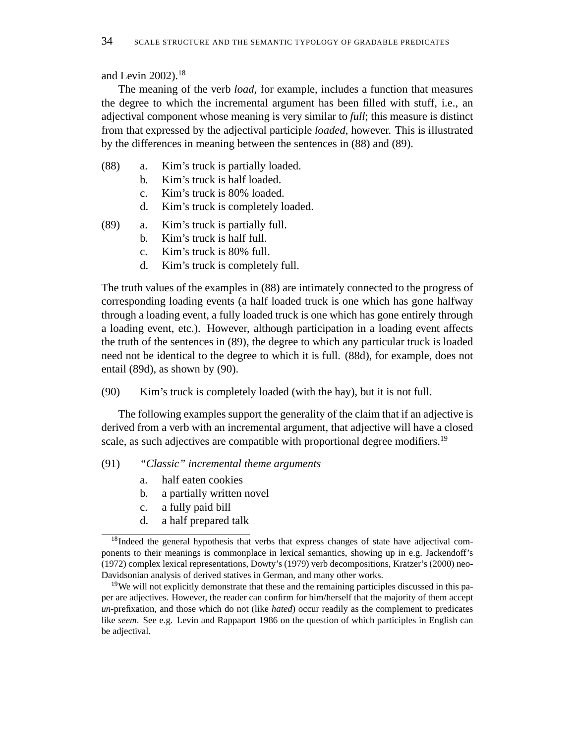and Levin 2002).[18]

The meaning of the verb *load*, for example, includes a function that measures the degree to which the incremental argument has been filled with stuff, i.e., an adjectival component whose meaning is very similar to *full*; this measure is distinct from that expressed by the adjectival participle *loaded*, however. This is illustrated by the differences in meaning between the sentences in (88) and (89).

(88)
  a. Kim's truck is partially loaded.
  b. Kim's truck is half loaded.
  c. Kim's truck is 80% loaded.
  d. Kim's truck is completely loaded.

(89)
  a. Kim's truck is partially full.
  b. Kim's truck is half full.
  c. Kim's truck is 80% full.
  d. Kim's truck is completely full.

The truth values of the examples in (88) are intimately connected to the progress of corresponding loading events (a half loaded truck is one which has gone halfway through a loading event, a fully loaded truck is one which has gone entirely through a loading event, etc.). However, although participation in a loading event affects the truth of the sentences in (89), the degree to which any particular truck is loaded need not be identical to the degree to which it is full. (88d), for example, does not entail (89d), as shown by (90).

(90) Kim's truck is completely loaded (with the hay), but it is not full.

The following examples support the generality of the claim that if an adjective is derived from a verb with an incremental argument, that adjective will have a closed scale, as such adjectives are compatible with proportional degree modifiers.[19]

(91) *"Classic" incremental theme arguments*
  a. half eaten cookies
  b. a partially written novel
  c. a fully paid bill
  d. a half prepared talk

---

[18] Indeed the general hypothesis that verbs that express changes of state have adjectival components to their meanings is commonplace in lexical semantics, showing up in e.g. Jackendoff's (1972) complex lexical representations, Dowty's (1979) verb decompositions, Kratzer's (2000) neo-Davidsonian analysis of derived statives in German, and many other works.

[19] We will not explicitly demonstrate that these and the remaining participles discussed in this paper are adjectives. However, the reader can confirm for him/herself that the majority of them accept *un*-prefixation, and those which do not (like *hated*) occur readily as the complement to predicates like *seem*. See e.g. Levin and Rappaport 1986 on the question of which participles in English can be adjectival.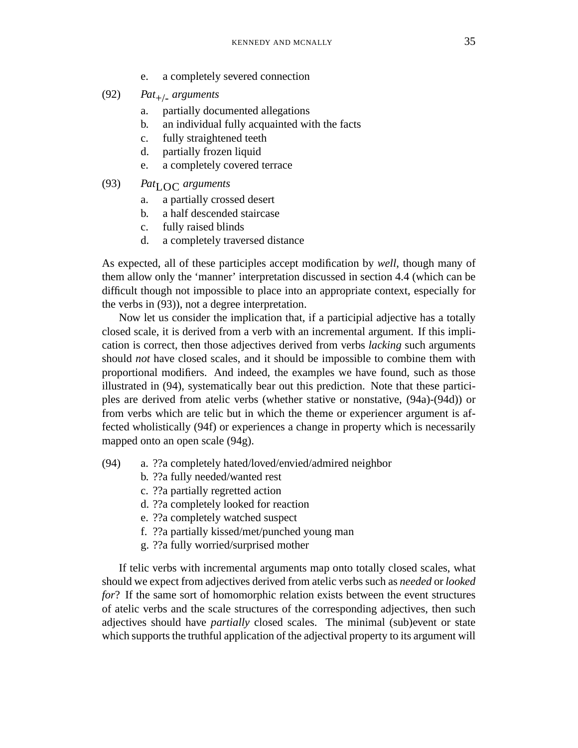e. a completely severed connection

(92) *Pat$_{+/-}$ arguments*

a. partially documented allegations
b. an individual fully acquainted with the facts
c. fully straightened teeth
d. partially frozen liquid
e. a completely covered terrace

(93) *Pat$_{\text{LOC}}$ arguments*

a. a partially crossed desert
b. a half descended staircase
c. fully raised blinds
d. a completely traversed distance

As expected, all of these participles accept modification by *well*, though many of them allow only the 'manner' interpretation discussed in section 4.4 (which can be difficult though not impossible to place into an appropriate context, especially for the verbs in (93)), not a degree interpretation.

Now let us consider the implication that, if a participial adjective has a totally closed scale, it is derived from a verb with an incremental argument. If this implication is correct, then those adjectives derived from verbs *lacking* such arguments should *not* have closed scales, and it should be impossible to combine them with proportional modifiers. And indeed, the examples we have found, such as those illustrated in (94), systematically bear out this prediction. Note that these participles are derived from atelic verbs (whether stative or nonstative, (94a)-(94d)) or from verbs which are telic but in which the theme or experiencer argument is affected wholistically (94f) or experiences a change in property which is necessarily mapped onto an open scale (94g).

(94) a. ??a completely hated/loved/envied/admired neighbor
b. ??a fully needed/wanted rest
c. ??a partially regretted action
d. ??a completely looked for reaction
e. ??a completely watched suspect
f. ??a partially kissed/met/punched young man
g. ??a fully worried/surprised mother

If telic verbs with incremental arguments map onto totally closed scales, what should we expect from adjectives derived from atelic verbs such as *needed* or *looked for*? If the same sort of homomorphic relation exists between the event structures of atelic verbs and the scale structures of the corresponding adjectives, then such adjectives should have *partially* closed scales. The minimal (sub)event or state which supports the truthful application of the adjectival property to its argument will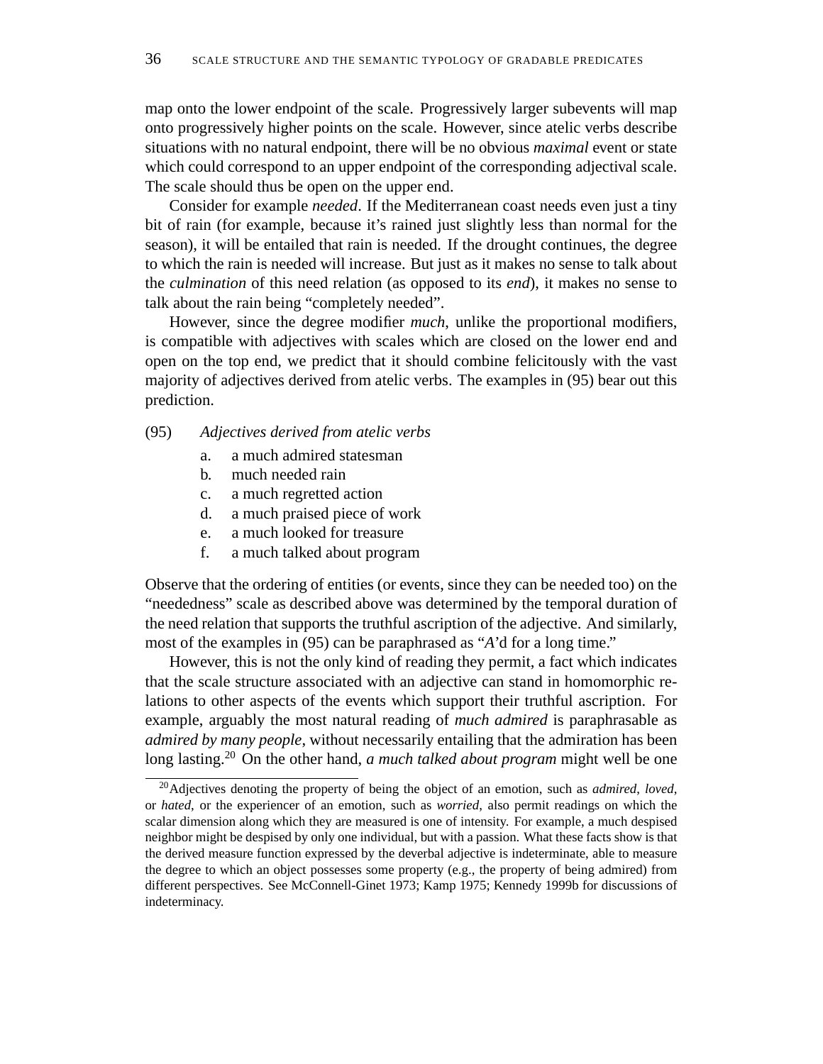map onto the lower endpoint of the scale. Progressively larger subevents will map onto progressively higher points on the scale. However, since atelic verbs describe situations with no natural endpoint, there will be no obvious *maximal* event or state which could correspond to an upper endpoint of the corresponding adjectival scale. The scale should thus be open on the upper end.

Consider for example *needed*. If the Mediterranean coast needs even just a tiny bit of rain (for example, because it's rained just slightly less than normal for the season), it will be entailed that rain is needed. If the drought continues, the degree to which the rain is needed will increase. But just as it makes no sense to talk about the *culmination* of this need relation (as opposed to its *end*), it makes no sense to talk about the rain being "completely needed".

However, since the degree modifier *much*, unlike the proportional modifiers, is compatible with adjectives with scales which are closed on the lower end and open on the top end, we predict that it should combine felicitously with the vast majority of adjectives derived from atelic verbs. The examples in (95) bear out this prediction.

(95) *Adjectives derived from atelic verbs*

a. a much admired statesman
b. much needed rain
c. a much regretted action
d. a much praised piece of work
e. a much looked for treasure
f. a much talked about program

Observe that the ordering of entities (or events, since they can be needed too) on the "neededness" scale as described above was determined by the temporal duration of the need relation that supports the truthful ascription of the adjective. And similarly, most of the examples in (95) can be paraphrased as "*A*'d for a long time."

However, this is not the only kind of reading they permit, a fact which indicates that the scale structure associated with an adjective can stand in homomorphic relations to other aspects of the events which support their truthful ascription. For example, arguably the most natural reading of *much admired* is paraphrasable as *admired by many people*, without necessarily entailing that the admiration has been long lasting.[20] On the other hand, *a much talked about program* might well be one

[20] Adjectives denoting the property of being the object of an emotion, such as *admired*, *loved*, or *hated*, or the experiencer of an emotion, such as *worried*, also permit readings on which the scalar dimension along which they are measured is one of intensity. For example, a much despised neighbor might be despised by only one individual, but with a passion. What these facts show is that the derived measure function expressed by the deverbal adjective is indeterminate, able to measure the degree to which an object possesses some property (e.g., the property of being admired) from different perspectives. See McConnell-Ginet 1973; Kamp 1975; Kennedy 1999b for discussions of indeterminacy.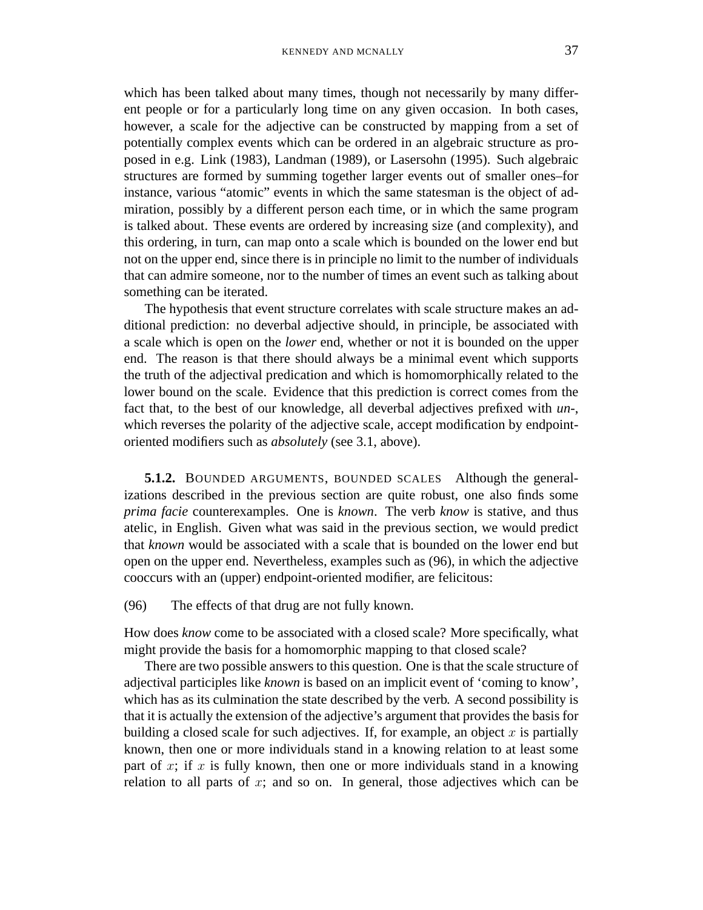which has been talked about many times, though not necessarily by many different people or for a particularly long time on any given occasion. In both cases, however, a scale for the adjective can be constructed by mapping from a set of potentially complex events which can be ordered in an algebraic structure as proposed in e.g. Link (1983), Landman (1989), or Lasersohn (1995). Such algebraic structures are formed by summing together larger events out of smaller ones–for instance, various "atomic" events in which the same statesman is the object of admiration, possibly by a different person each time, or in which the same program is talked about. These events are ordered by increasing size (and complexity), and this ordering, in turn, can map onto a scale which is bounded on the lower end but not on the upper end, since there is in principle no limit to the number of individuals that can admire someone, nor to the number of times an event such as talking about something can be iterated.

The hypothesis that event structure correlates with scale structure makes an additional prediction: no deverbal adjective should, in principle, be associated with a scale which is open on the *lower* end, whether or not it is bounded on the upper end. The reason is that there should always be a minimal event which supports the truth of the adjectival predication and which is homomorphically related to the lower bound on the scale. Evidence that this prediction is correct comes from the fact that, to the best of our knowledge, all deverbal adjectives prefixed with *un-*, which reverses the polarity of the adjective scale, accept modification by endpoint-oriented modifiers such as *absolutely* (see 3.1, above).

**5.1.2.** BOUNDED ARGUMENTS, BOUNDED SCALES Although the generalizations described in the previous section are quite robust, one also finds some *prima facie* counterexamples. One is *known*. The verb *know* is stative, and thus atelic, in English. Given what was said in the previous section, we would predict that *known* would be associated with a scale that is bounded on the lower end but open on the upper end. Nevertheless, examples such as (96), in which the adjective cooccurs with an (upper) endpoint-oriented modifier, are felicitous:

(96) The effects of that drug are not fully known.

How does *know* come to be associated with a closed scale? More specifically, what might provide the basis for a homomorphic mapping to that closed scale?

There are two possible answers to this question. One is that the scale structure of adjectival participles like *known* is based on an implicit event of 'coming to know', which has as its culmination the state described by the verb. A second possibility is that it is actually the extension of the adjective's argument that provides the basis for building a closed scale for such adjectives. If, for example, an object $x$ is partially known, then one or more individuals stand in a knowing relation to at least some part of $x$; if $x$ is fully known, then one or more individuals stand in a knowing relation to all parts of $x$; and so on. In general, those adjectives which can be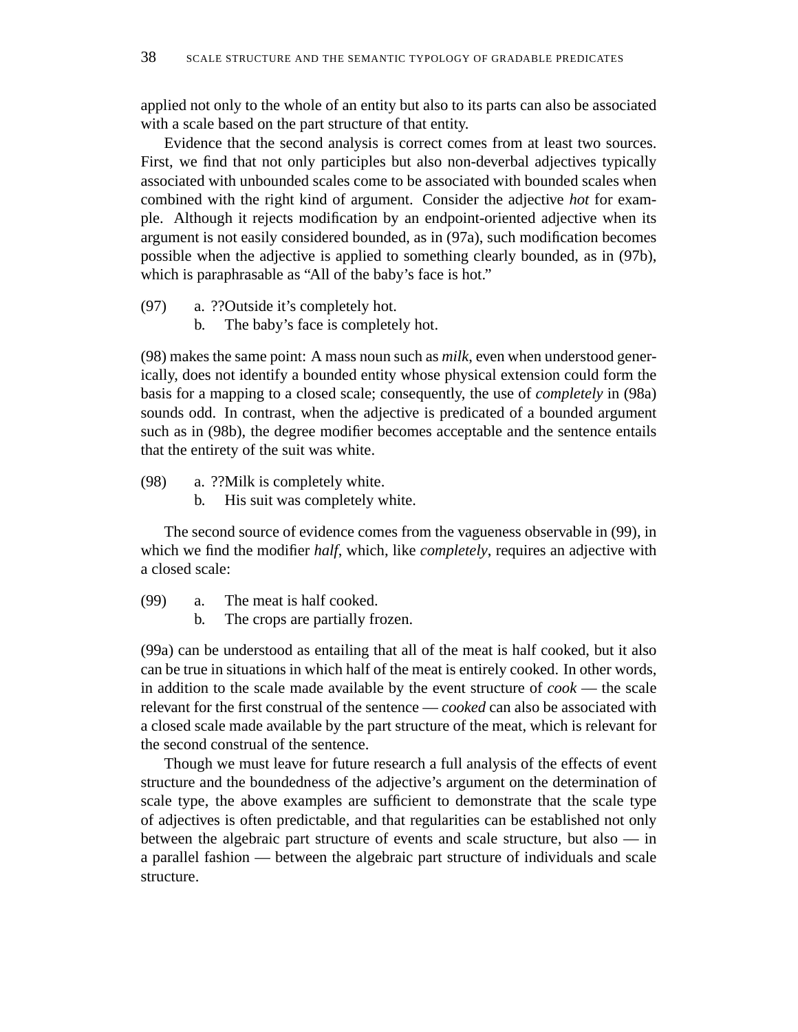applied not only to the whole of an entity but also to its parts can also be associated with a scale based on the part structure of that entity.

Evidence that the second analysis is correct comes from at least two sources. First, we find that not only participles but also non-deverbal adjectives typically associated with unbounded scales come to be associated with bounded scales when combined with the right kind of argument. Consider the adjective *hot* for example. Although it rejects modification by an endpoint-oriented adjective when its argument is not easily considered bounded, as in (97a), such modification becomes possible when the adjective is applied to something clearly bounded, as in (97b), which is paraphrasable as "All of the baby's face is hot."

(97) a. ??Outside it's completely hot.
 b. The baby's face is completely hot.

(98) makes the same point: A mass noun such as *milk*, even when understood generically, does not identify a bounded entity whose physical extension could form the basis for a mapping to a closed scale; consequently, the use of *completely* in (98a) sounds odd. In contrast, when the adjective is predicated of a bounded argument such as in (98b), the degree modifier becomes acceptable and the sentence entails that the entirety of the suit was white.

(98) a. ??Milk is completely white.
 b. His suit was completely white.

The second source of evidence comes from the vagueness observable in (99), in which we find the modifier *half*, which, like *completely*, requires an adjective with a closed scale:

(99) a. The meat is half cooked.
 b. The crops are partially frozen.

(99a) can be understood as entailing that all of the meat is half cooked, but it also can be true in situations in which half of the meat is entirely cooked. In other words, in addition to the scale made available by the event structure of *cook* — the scale relevant for the first construal of the sentence — *cooked* can also be associated with a closed scale made available by the part structure of the meat, which is relevant for the second construal of the sentence.

Though we must leave for future research a full analysis of the effects of event structure and the boundedness of the adjective's argument on the determination of scale type, the above examples are sufficient to demonstrate that the scale type of adjectives is often predictable, and that regularities can be established not only between the algebraic part structure of events and scale structure, but also — in a parallel fashion — between the algebraic part structure of individuals and scale structure.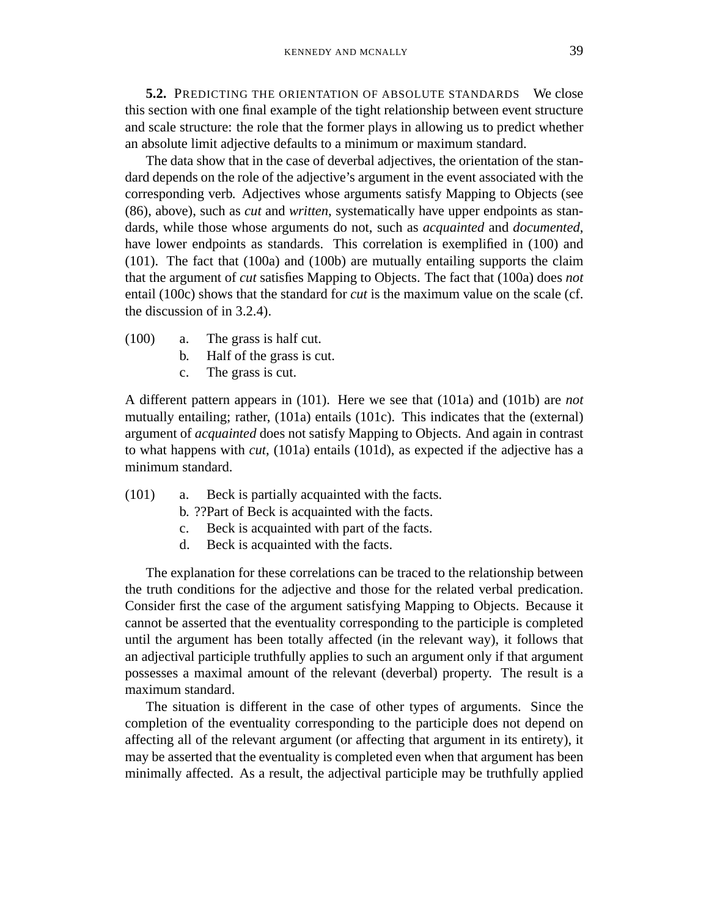**5.2.** PREDICTING THE ORIENTATION OF ABSOLUTE STANDARDS  We close this section with one final example of the tight relationship between event structure and scale structure: the role that the former plays in allowing us to predict whether an absolute limit adjective defaults to a minimum or maximum standard.

The data show that in the case of deverbal adjectives, the orientation of the standard depends on the role of the adjective's argument in the event associated with the corresponding verb. Adjectives whose arguments satisfy Mapping to Objects (see (86), above), such as *cut* and *written*, systematically have upper endpoints as standards, while those whose arguments do not, such as *acquainted* and *documented*, have lower endpoints as standards. This correlation is exemplified in (100) and (101). The fact that (100a) and (100b) are mutually entailing supports the claim that the argument of *cut* satisfies Mapping to Objects. The fact that (100a) does *not* entail (100c) shows that the standard for *cut* is the maximum value on the scale (cf. the discussion of in 3.2.4).

(100) a. The grass is half cut.
      b. Half of the grass is cut.
      c. The grass is cut.

A different pattern appears in (101). Here we see that (101a) and (101b) are *not* mutually entailing; rather, (101a) entails (101c). This indicates that the (external) argument of *acquainted* does not satisfy Mapping to Objects. And again in contrast to what happens with *cut*, (101a) entails (101d), as expected if the adjective has a minimum standard.

(101) a. Beck is partially acquainted with the facts.
      b. ??Part of Beck is acquainted with the facts.
      c. Beck is acquainted with part of the facts.
      d. Beck is acquainted with the facts.

The explanation for these correlations can be traced to the relationship between the truth conditions for the adjective and those for the related verbal predication. Consider first the case of the argument satisfying Mapping to Objects. Because it cannot be asserted that the eventuality corresponding to the participle is completed until the argument has been totally affected (in the relevant way), it follows that an adjectival participle truthfully applies to such an argument only if that argument possesses a maximal amount of the relevant (deverbal) property. The result is a maximum standard.

The situation is different in the case of other types of arguments. Since the completion of the eventuality corresponding to the participle does not depend on affecting all of the relevant argument (or affecting that argument in its entirety), it may be asserted that the eventuality is completed even when that argument has been minimally affected. As a result, the adjectival participle may be truthfully applied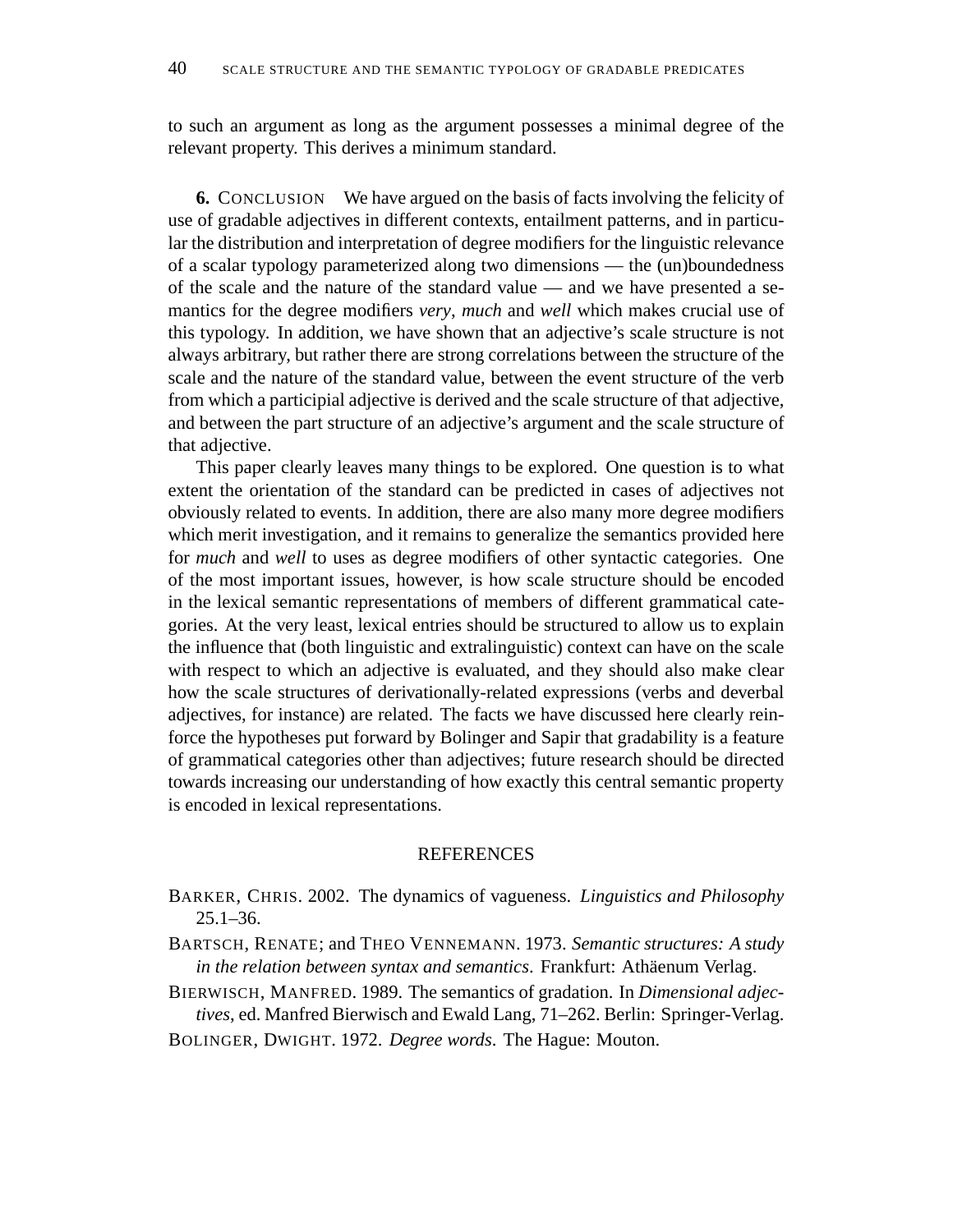to such an argument as long as the argument possesses a minimal degree of the relevant property. This derives a minimum standard.

**6.** CONCLUSION We have argued on the basis of facts involving the felicity of use of gradable adjectives in different contexts, entailment patterns, and in particular the distribution and interpretation of degree modifiers for the linguistic relevance of a scalar typology parameterized along two dimensions — the (un)boundedness of the scale and the nature of the standard value — and we have presented a semantics for the degree modifiers *very*, *much* and *well* which makes crucial use of this typology. In addition, we have shown that an adjective's scale structure is not always arbitrary, but rather there are strong correlations between the structure of the scale and the nature of the standard value, between the event structure of the verb from which a participial adjective is derived and the scale structure of that adjective, and between the part structure of an adjective's argument and the scale structure of that adjective.

This paper clearly leaves many things to be explored. One question is to what extent the orientation of the standard can be predicted in cases of adjectives not obviously related to events. In addition, there are also many more degree modifiers which merit investigation, and it remains to generalize the semantics provided here for *much* and *well* to uses as degree modifiers of other syntactic categories. One of the most important issues, however, is how scale structure should be encoded in the lexical semantic representations of members of different grammatical categories. At the very least, lexical entries should be structured to allow us to explain the influence that (both linguistic and extralinguistic) context can have on the scale with respect to which an adjective is evaluated, and they should also make clear how the scale structures of derivationally-related expressions (verbs and deverbal adjectives, for instance) are related. The facts we have discussed here clearly reinforce the hypotheses put forward by Bolinger and Sapir that gradability is a feature of grammatical categories other than adjectives; future research should be directed towards increasing our understanding of how exactly this central semantic property is encoded in lexical representations.

## REFERENCES

BARKER, CHRIS. 2002. The dynamics of vagueness. *Linguistics and Philosophy* 25.1–36.

BARTSCH, RENATE; and THEO VENNEMANN. 1973. *Semantic structures: A study in the relation between syntax and semantics*. Frankfurt: Athäenum Verlag.

BIERWISCH, MANFRED. 1989. The semantics of gradation. In *Dimensional adjectives*, ed. Manfred Bierwisch and Ewald Lang, 71–262. Berlin: Springer-Verlag.

BOLINGER, DWIGHT. 1972. *Degree words*. The Hague: Mouton.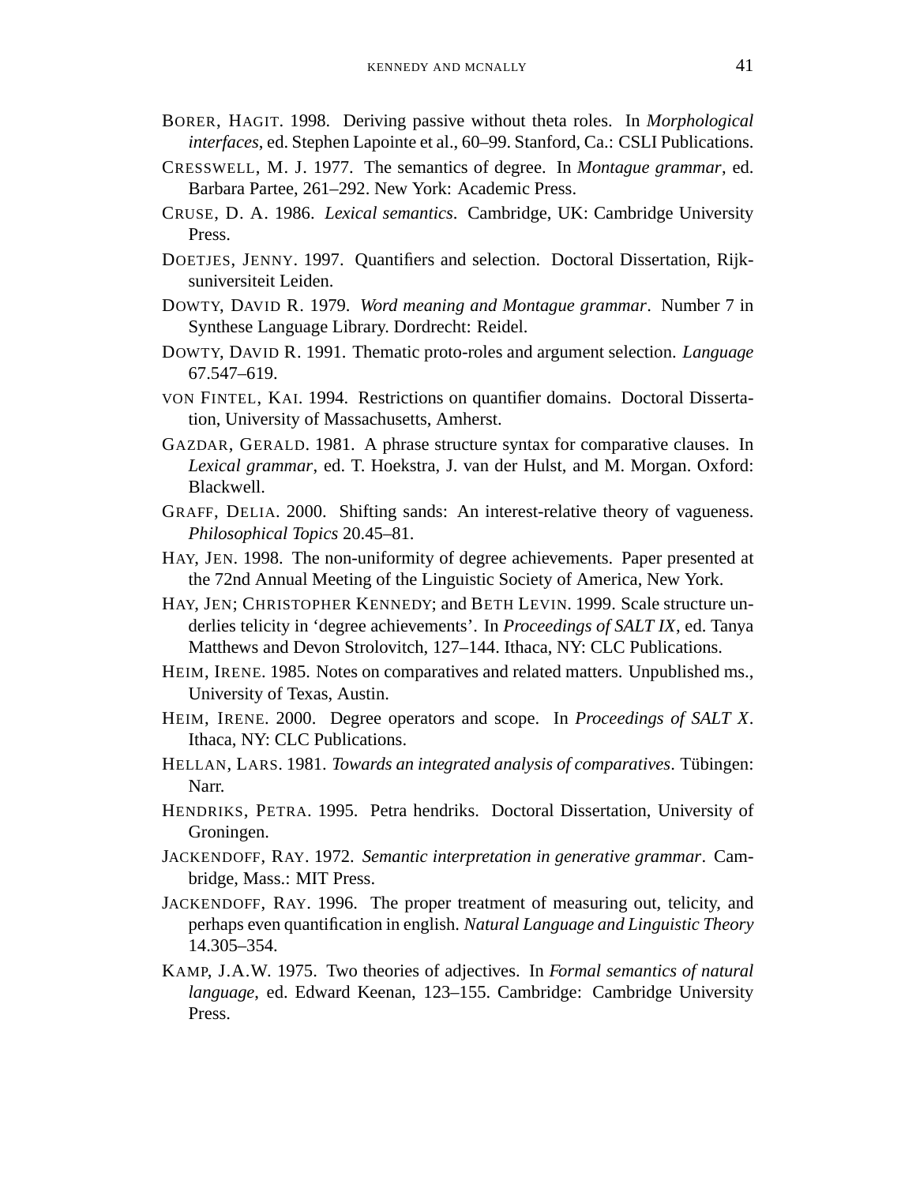Borer, Hagit. 1998. Deriving passive without theta roles. In *Morphological interfaces*, ed. Stephen Lapointe et al., 60–99. Stanford, Ca.: CSLI Publications.

Cresswell, M. J. 1977. The semantics of degree. In *Montague grammar*, ed. Barbara Partee, 261–292. New York: Academic Press.

Cruse, D. A. 1986. *Lexical semantics*. Cambridge, UK: Cambridge University Press.

Doetjes, Jenny. 1997. Quantifiers and selection. Doctoral Dissertation, Rijksuniversiteit Leiden.

Dowty, David R. 1979. *Word meaning and Montague grammar*. Number 7 in Synthese Language Library. Dordrecht: Reidel.

Dowty, David R. 1991. Thematic proto-roles and argument selection. *Language* 67.547–619.

von Fintel, Kai. 1994. Restrictions on quantifier domains. Doctoral Dissertation, University of Massachusetts, Amherst.

Gazdar, Gerald. 1981. A phrase structure syntax for comparative clauses. In *Lexical grammar*, ed. T. Hoekstra, J. van der Hulst, and M. Morgan. Oxford: Blackwell.

Graff, Delia. 2000. Shifting sands: An interest-relative theory of vagueness. *Philosophical Topics* 20.45–81.

Hay, Jen. 1998. The non-uniformity of degree achievements. Paper presented at the 72nd Annual Meeting of the Linguistic Society of America, New York.

Hay, Jen; Christopher Kennedy; and Beth Levin. 1999. Scale structure underlies telicity in 'degree achievements'. In *Proceedings of SALT IX*, ed. Tanya Matthews and Devon Strolovitch, 127–144. Ithaca, NY: CLC Publications.

Heim, Irene. 1985. Notes on comparatives and related matters. Unpublished ms., University of Texas, Austin.

Heim, Irene. 2000. Degree operators and scope. In *Proceedings of SALT X*. Ithaca, NY: CLC Publications.

Hellan, Lars. 1981. *Towards an integrated analysis of comparatives*. Tübingen: Narr.

Hendriks, Petra. 1995. Petra hendriks. Doctoral Dissertation, University of Groningen.

Jackendoff, Ray. 1972. *Semantic interpretation in generative grammar*. Cambridge, Mass.: MIT Press.

Jackendoff, Ray. 1996. The proper treatment of measuring out, telicity, and perhaps even quantification in english. *Natural Language and Linguistic Theory* 14.305–354.

Kamp, J.A.W. 1975. Two theories of adjectives. In *Formal semantics of natural language*, ed. Edward Keenan, 123–155. Cambridge: Cambridge University Press.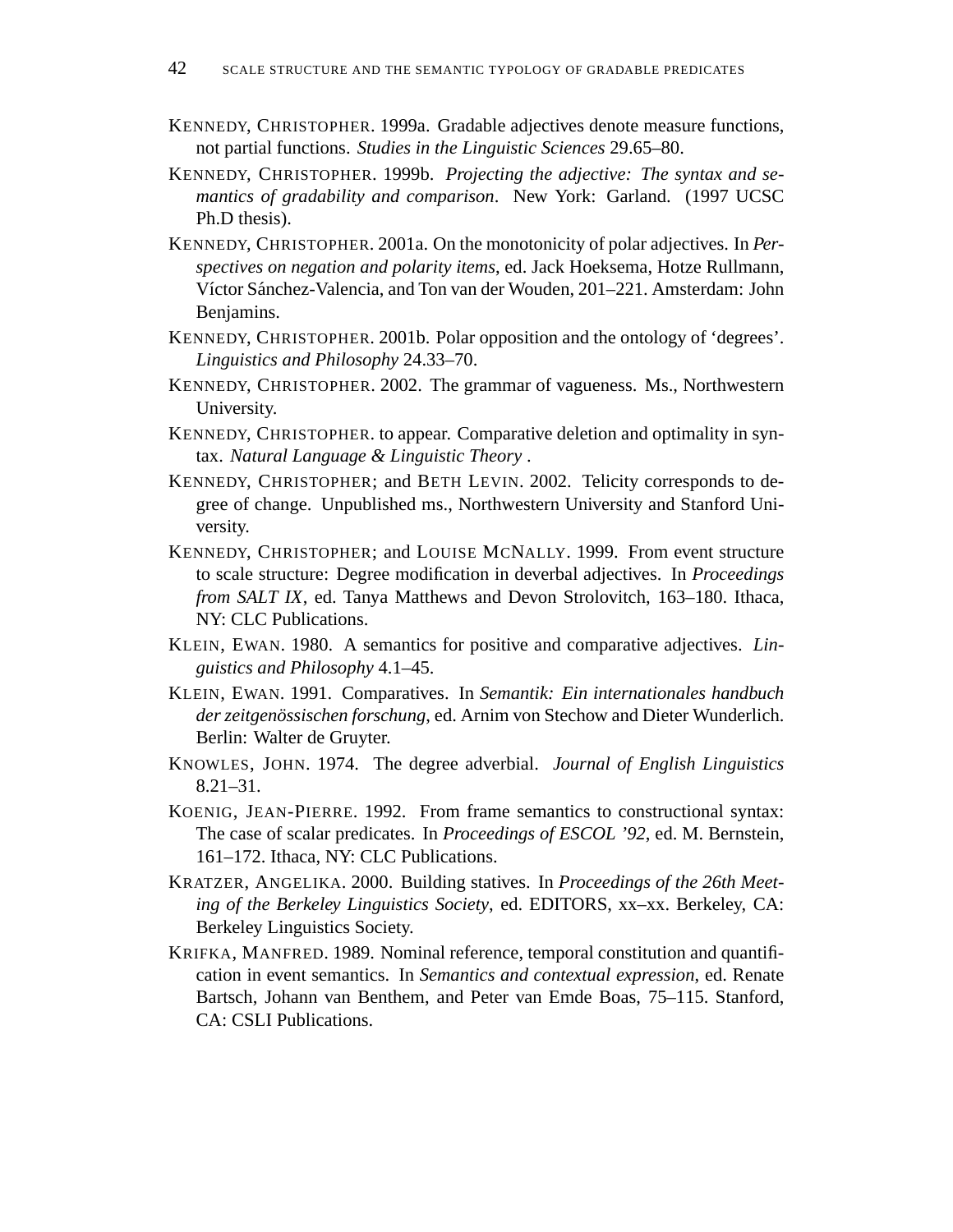KENNEDY, CHRISTOPHER. 1999a. Gradable adjectives denote measure functions, not partial functions. *Studies in the Linguistic Sciences* 29.65–80.

KENNEDY, CHRISTOPHER. 1999b. *Projecting the adjective: The syntax and semantics of gradability and comparison*. New York: Garland. (1997 UCSC Ph.D thesis).

KENNEDY, CHRISTOPHER. 2001a. On the monotonicity of polar adjectives. In *Perspectives on negation and polarity items*, ed. Jack Hoeksema, Hotze Rullmann, Víctor Sánchez-Valencia, and Ton van der Wouden, 201–221. Amsterdam: John Benjamins.

KENNEDY, CHRISTOPHER. 2001b. Polar opposition and the ontology of 'degrees'. *Linguistics and Philosophy* 24.33–70.

KENNEDY, CHRISTOPHER. 2002. The grammar of vagueness. Ms., Northwestern University.

KENNEDY, CHRISTOPHER. to appear. Comparative deletion and optimality in syntax. *Natural Language & Linguistic Theory* .

KENNEDY, CHRISTOPHER; and BETH LEVIN. 2002. Telicity corresponds to degree of change. Unpublished ms., Northwestern University and Stanford University.

KENNEDY, CHRISTOPHER; and LOUISE MCNALLY. 1999. From event structure to scale structure: Degree modification in deverbal adjectives. In *Proceedings from SALT IX*, ed. Tanya Matthews and Devon Strolovitch, 163–180. Ithaca, NY: CLC Publications.

KLEIN, EWAN. 1980. A semantics for positive and comparative adjectives. *Linguistics and Philosophy* 4.1–45.

KLEIN, EWAN. 1991. Comparatives. In *Semantik: Ein internationales handbuch der zeitgenössischen forschung*, ed. Arnim von Stechow and Dieter Wunderlich. Berlin: Walter de Gruyter.

KNOWLES, JOHN. 1974. The degree adverbial. *Journal of English Linguistics* 8.21–31.

KOENIG, JEAN-PIERRE. 1992. From frame semantics to constructional syntax: The case of scalar predicates. In *Proceedings of ESCOL '92*, ed. M. Bernstein, 161–172. Ithaca, NY: CLC Publications.

KRATZER, ANGELIKA. 2000. Building statives. In *Proceedings of the 26th Meeting of the Berkeley Linguistics Society*, ed. EDITORS, xx–xx. Berkeley, CA: Berkeley Linguistics Society.

KRIFKA, MANFRED. 1989. Nominal reference, temporal constitution and quantification in event semantics. In *Semantics and contextual expression*, ed. Renate Bartsch, Johann van Benthem, and Peter van Emde Boas, 75–115. Stanford, CA: CSLI Publications.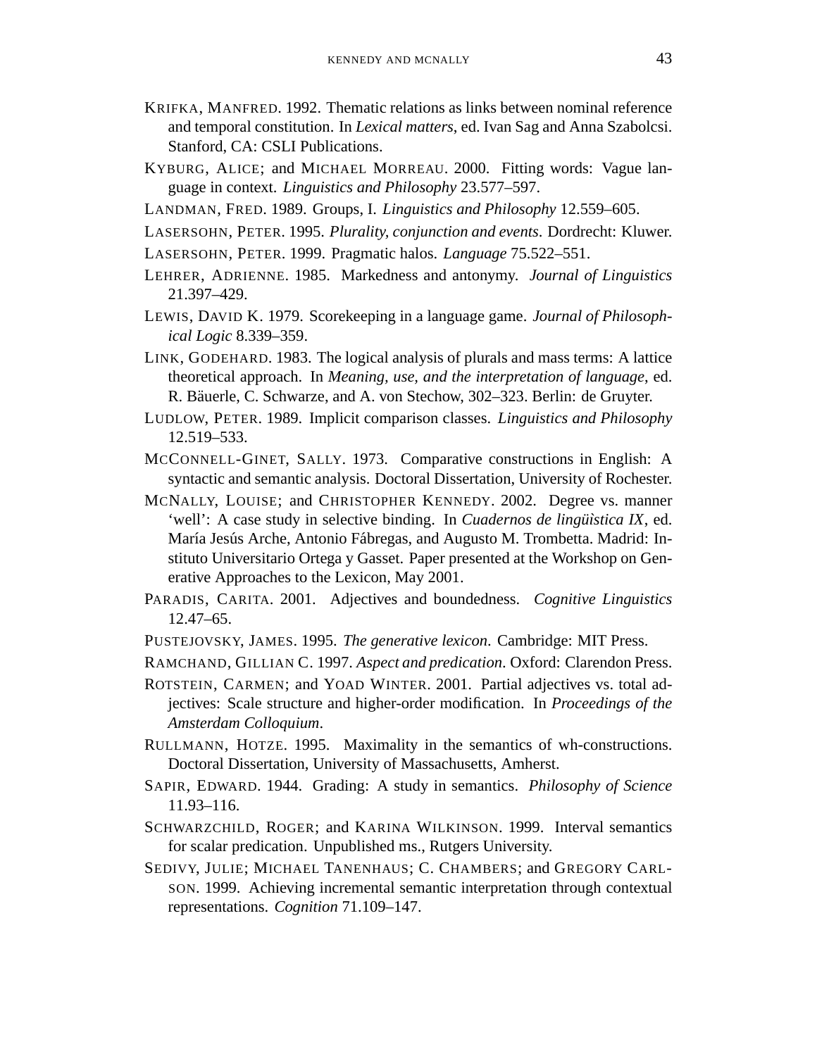Krifka, Manfred. 1992. Thematic relations as links between nominal reference and temporal constitution. In *Lexical matters*, ed. Ivan Sag and Anna Szabolcsi. Stanford, CA: CSLI Publications.

Kyburg, Alice; and Michael Morreau. 2000. Fitting words: Vague language in context. *Linguistics and Philosophy* 23.577–597.

Landman, Fred. 1989. Groups, I. *Linguistics and Philosophy* 12.559–605.

Lasersohn, Peter. 1995. *Plurality, conjunction and events*. Dordrecht: Kluwer.

Lasersohn, Peter. 1999. Pragmatic halos. *Language* 75.522–551.

Lehrer, Adrienne. 1985. Markedness and antonymy. *Journal of Linguistics* 21.397–429.

Lewis, David K. 1979. Scorekeeping in a language game. *Journal of Philosophical Logic* 8.339–359.

Link, Godehard. 1983. The logical analysis of plurals and mass terms: A lattice theoretical approach. In *Meaning, use, and the interpretation of language*, ed. R. Bäuerle, C. Schwarze, and A. von Stechow, 302–323. Berlin: de Gruyter.

Ludlow, Peter. 1989. Implicit comparison classes. *Linguistics and Philosophy* 12.519–533.

McConnell-Ginet, Sally. 1973. Comparative constructions in English: A syntactic and semantic analysis. Doctoral Dissertation, University of Rochester.

McNally, Louise; and Christopher Kennedy. 2002. Degree vs. manner 'well': A case study in selective binding. In *Cuadernos de lingüìstica IX*, ed. María Jesús Arche, Antonio Fábregas, and Augusto M. Trombetta. Madrid: Instituto Universitario Ortega y Gasset. Paper presented at the Workshop on Generative Approaches to the Lexicon, May 2001.

Paradis, Carita. 2001. Adjectives and boundedness. *Cognitive Linguistics* 12.47–65.

Pustejovsky, James. 1995. *The generative lexicon*. Cambridge: MIT Press.

Ramchand, Gillian C. 1997. *Aspect and predication*. Oxford: Clarendon Press.

Rotstein, Carmen; and Yoad Winter. 2001. Partial adjectives vs. total adjectives: Scale structure and higher-order modification. In *Proceedings of the Amsterdam Colloquium*.

Rullmann, Hotze. 1995. Maximality in the semantics of wh-constructions. Doctoral Dissertation, University of Massachusetts, Amherst.

Sapir, Edward. 1944. Grading: A study in semantics. *Philosophy of Science* 11.93–116.

Schwarzchild, Roger; and Karina Wilkinson. 1999. Interval semantics for scalar predication. Unpublished ms., Rutgers University.

Sedivy, Julie; Michael Tanenhaus; C. Chambers; and Gregory Carlson. 1999. Achieving incremental semantic interpretation through contextual representations. *Cognition* 71.109–147.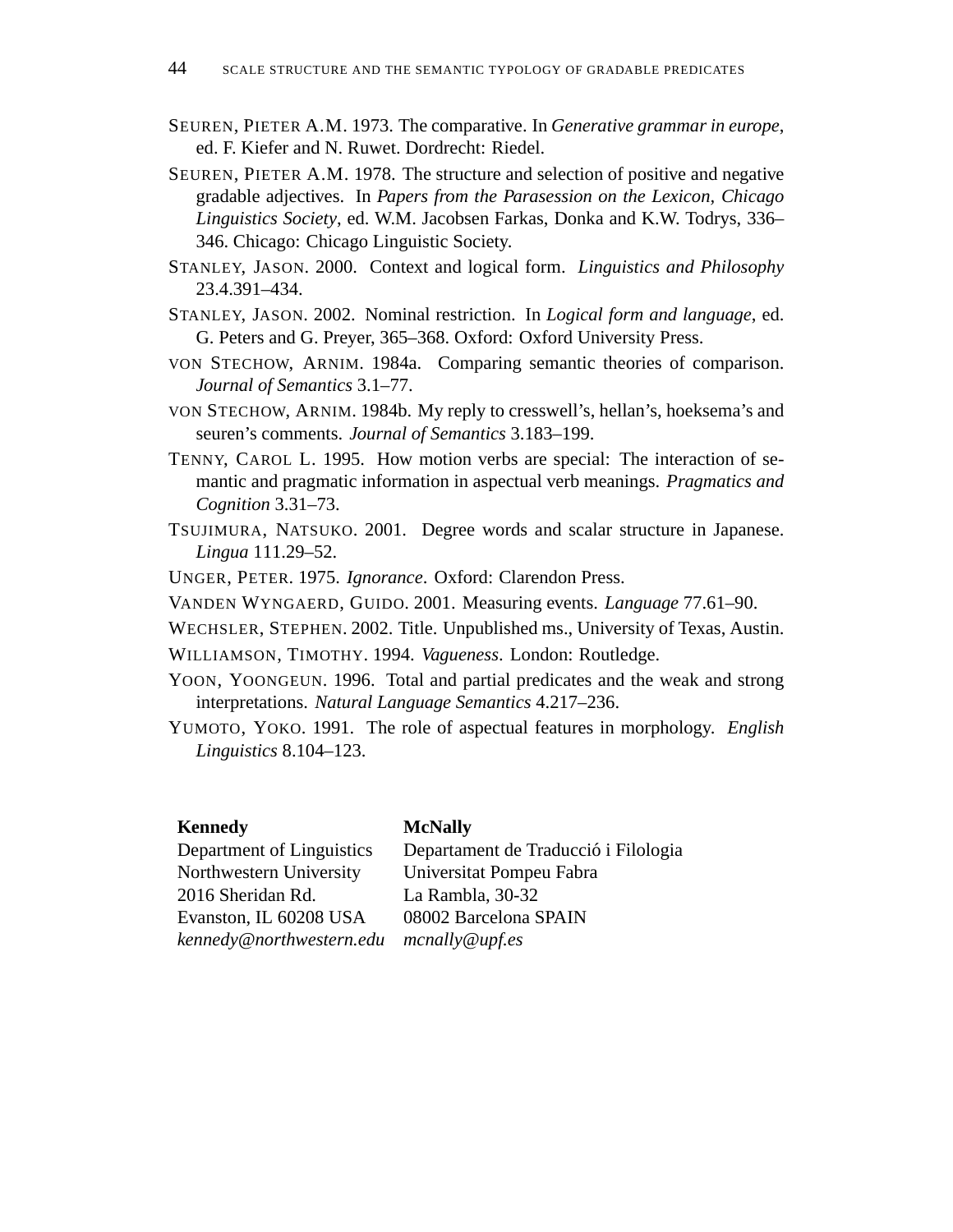SEUREN, PIETER A.M. 1973. The comparative. In *Generative grammar in europe*, ed. F. Kiefer and N. Ruwet. Dordrecht: Riedel.

SEUREN, PIETER A.M. 1978. The structure and selection of positive and negative gradable adjectives. In *Papers from the Parasession on the Lexicon, Chicago Linguistics Society*, ed. W.M. Jacobsen Farkas, Donka and K.W. Todrys, 336–346. Chicago: Chicago Linguistic Society.

STANLEY, JASON. 2000. Context and logical form. *Linguistics and Philosophy* 23.4.391–434.

STANLEY, JASON. 2002. Nominal restriction. In *Logical form and language*, ed. G. Peters and G. Preyer, 365–368. Oxford: Oxford University Press.

VON STECHOW, ARNIM. 1984a. Comparing semantic theories of comparison. *Journal of Semantics* 3.1–77.

VON STECHOW, ARNIM. 1984b. My reply to cresswell's, hellan's, hoeksema's and seuren's comments. *Journal of Semantics* 3.183–199.

TENNY, CAROL L. 1995. How motion verbs are special: The interaction of semantic and pragmatic information in aspectual verb meanings. *Pragmatics and Cognition* 3.31–73.

TSUJIMURA, NATSUKO. 2001. Degree words and scalar structure in Japanese. *Lingua* 111.29–52.

UNGER, PETER. 1975. *Ignorance*. Oxford: Clarendon Press.

VANDEN WYNGAERD, GUIDO. 2001. Measuring events. *Language* 77.61–90.

WECHSLER, STEPHEN. 2002. Title. Unpublished ms., University of Texas, Austin.

WILLIAMSON, TIMOTHY. 1994. *Vagueness*. London: Routledge.

YOON, YOONGEUN. 1996. Total and partial predicates and the weak and strong interpretations. *Natural Language Semantics* 4.217–236.

YUMOTO, YOKO. 1991. The role of aspectual features in morphology. *English Linguistics* 8.104–123.

**Kennedy**
Department of Linguistics
Northwestern University
2016 Sheridan Rd.
Evanston, IL 60208 USA
*kennedy@northwestern.edu*

**McNally**
Departament de Traducció i Filologia
Universitat Pompeu Fabra
La Rambla, 30-32
08002 Barcelona SPAIN
*mcnally@upf.es*